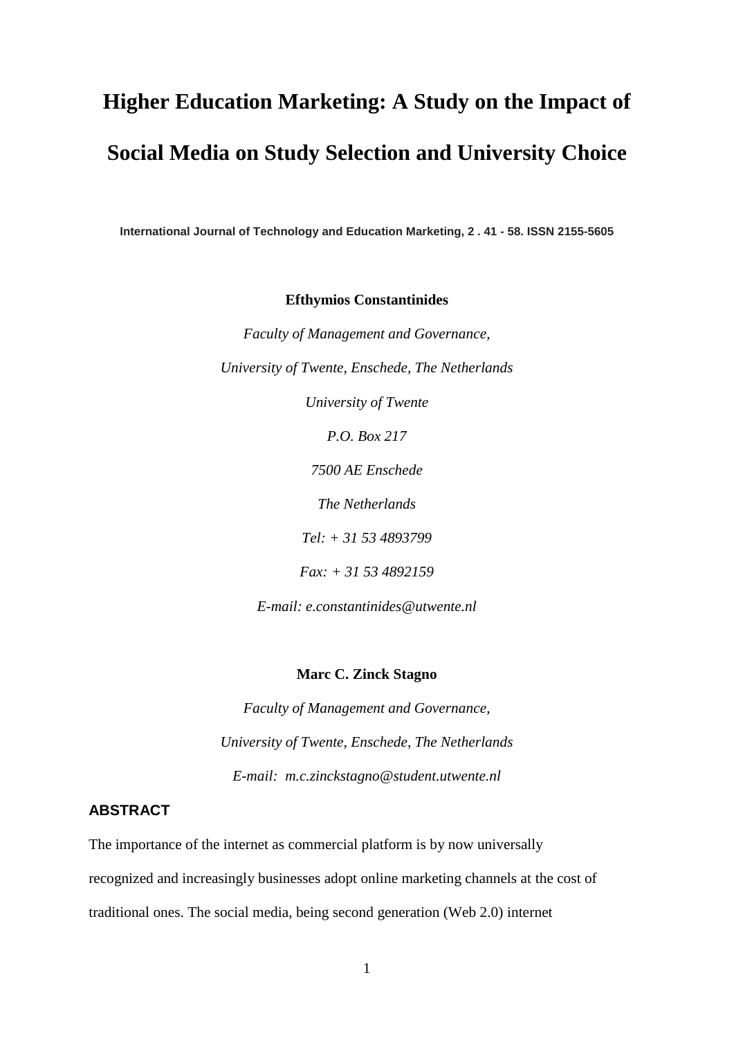# Higher Education Marketing: A Study on the Impact of Social Media on Study Selection and University Choice

**International Journal of Technology and Education Marketing, 2 . 41 - 58. ISSN 2155-5605**

**Efthymios Constantinides**

*Faculty of Management and Governance,*

*University of Twente, Enschede, The Netherlands*

*University of Twente*

*P.O. Box 217*

*7500 AE Enschede*

*The Netherlands*

*Tel: + 31 53 4893799*

*Fax: + 31 53 4892159*

*E-mail: e.constantinides@utwente.nl*

**Marc C. Zinck Stagno**

*Faculty of Management and Governance,*

*University of Twente, Enschede, The Netherlands*

*E-mail: m.c.zinckstagno@student.utwente.nl*

## ABSTRACT

The importance of the internet as commercial platform is by now universally recognized and increasingly businesses adopt online marketing channels at the cost of traditional ones. The social media, being second generation (Web 2.0) internet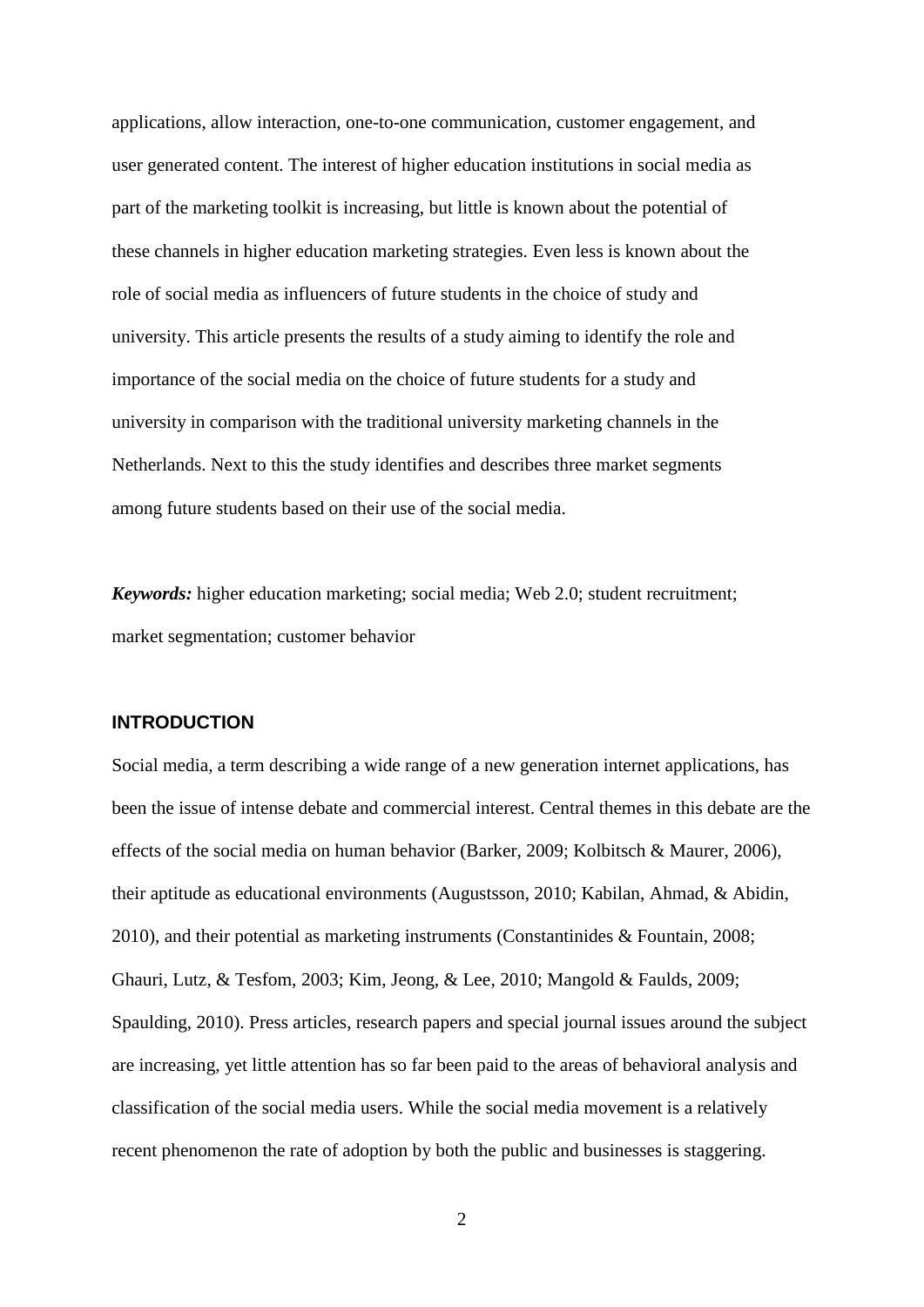applications, allow interaction, one-to-one communication, customer engagement, and user generated content. The interest of higher education institutions in social media as part of the marketing toolkit is increasing, but little is known about the potential of these channels in higher education marketing strategies. Even less is known about the role of social media as influencers of future students in the choice of study and university. This article presents the results of a study aiming to identify the role and importance of the social media on the choice of future students for a study and university in comparison with the traditional university marketing channels in the Netherlands. Next to this the study identifies and describes three market segments among future students based on their use of the social media.

***Keywords:*** higher education marketing; social media; Web 2.0; student recruitment; market segmentation; customer behavior

## INTRODUCTION

Social media, a term describing a wide range of a new generation internet applications, has been the issue of intense debate and commercial interest. Central themes in this debate are the effects of the social media on human behavior (Barker, 2009; Kolbitsch & Maurer, 2006), their aptitude as educational environments (Augustsson, 2010; Kabilan, Ahmad, & Abidin, 2010), and their potential as marketing instruments (Constantinides & Fountain, 2008; Ghauri, Lutz, & Tesfom, 2003; Kim, Jeong, & Lee, 2010; Mangold & Faulds, 2009; Spaulding, 2010). Press articles, research papers and special journal issues around the subject are increasing, yet little attention has so far been paid to the areas of behavioral analysis and classification of the social media users. While the social media movement is a relatively recent phenomenon the rate of adoption by both the public and businesses is staggering.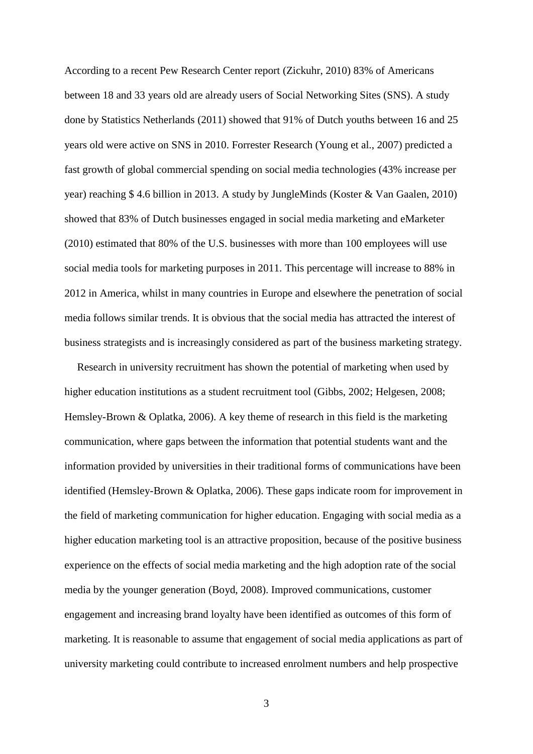According to a recent Pew Research Center report (Zickuhr, 2010) 83% of Americans between 18 and 33 years old are already users of Social Networking Sites (SNS). A study done by Statistics Netherlands (2011) showed that 91% of Dutch youths between 16 and 25 years old were active on SNS in 2010. Forrester Research (Young et al., 2007) predicted a fast growth of global commercial spending on social media technologies (43% increase per year) reaching $ 4.6 billion in 2013. A study by JungleMinds (Koster & Van Gaalen, 2010) showed that 83% of Dutch businesses engaged in social media marketing and eMarketer (2010) estimated that 80% of the U.S. businesses with more than 100 employees will use social media tools for marketing purposes in 2011. This percentage will increase to 88% in 2012 in America, whilst in many countries in Europe and elsewhere the penetration of social media follows similar trends. It is obvious that the social media has attracted the interest of business strategists and is increasingly considered as part of the business marketing strategy.

Research in university recruitment has shown the potential of marketing when used by higher education institutions as a student recruitment tool (Gibbs, 2002; Helgesen, 2008; Hemsley-Brown & Oplatka, 2006). A key theme of research in this field is the marketing communication, where gaps between the information that potential students want and the information provided by universities in their traditional forms of communications have been identified (Hemsley-Brown & Oplatka, 2006). These gaps indicate room for improvement in the field of marketing communication for higher education. Engaging with social media as a higher education marketing tool is an attractive proposition, because of the positive business experience on the effects of social media marketing and the high adoption rate of the social media by the younger generation (Boyd, 2008). Improved communications, customer engagement and increasing brand loyalty have been identified as outcomes of this form of marketing. It is reasonable to assume that engagement of social media applications as part of university marketing could contribute to increased enrolment numbers and help prospective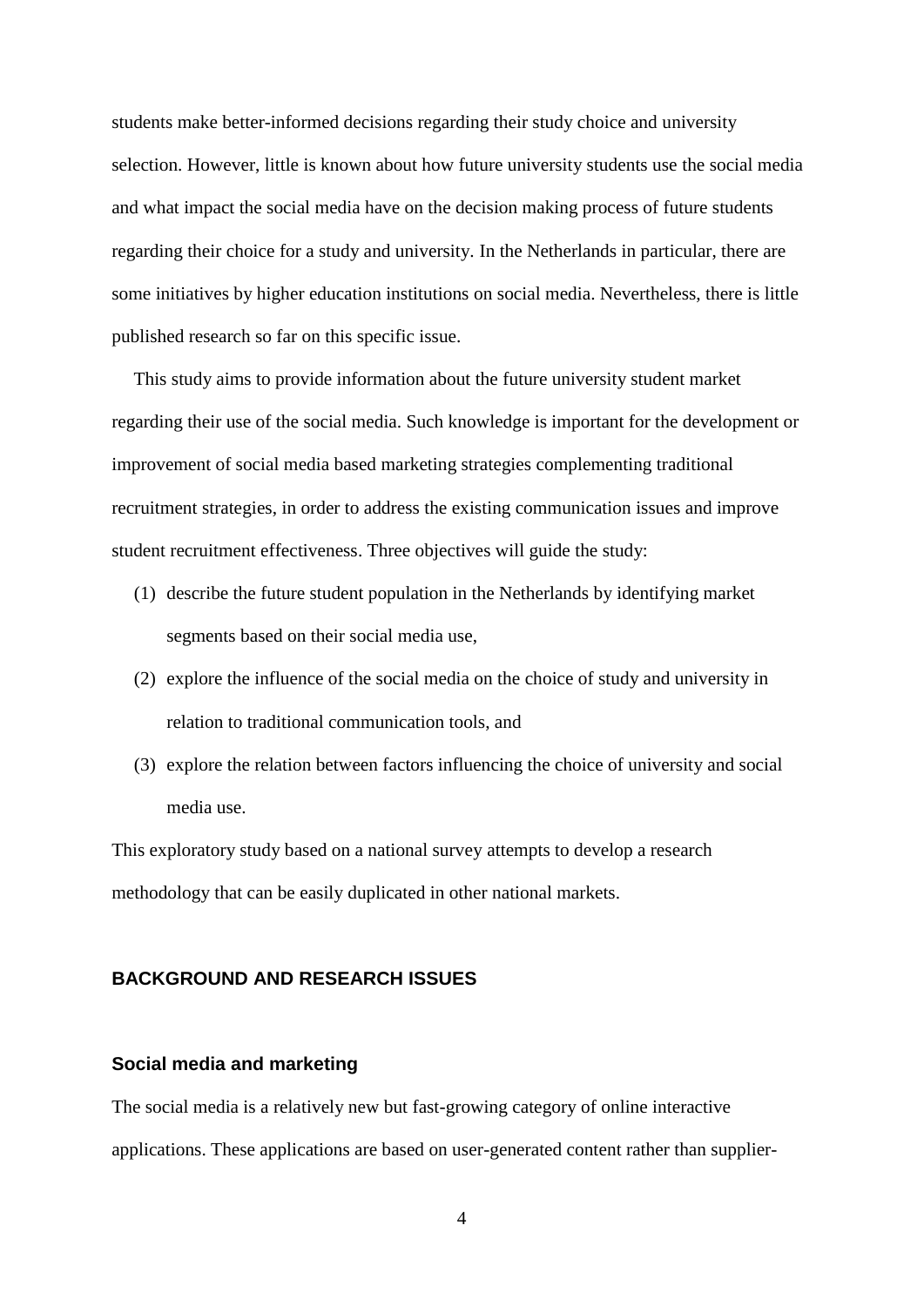students make better-informed decisions regarding their study choice and university selection. However, little is known about how future university students use the social media and what impact the social media have on the decision making process of future students regarding their choice for a study and university. In the Netherlands in particular, there are some initiatives by higher education institutions on social media. Nevertheless, there is little published research so far on this specific issue.

This study aims to provide information about the future university student market regarding their use of the social media. Such knowledge is important for the development or improvement of social media based marketing strategies complementing traditional recruitment strategies, in order to address the existing communication issues and improve student recruitment effectiveness. Three objectives will guide the study:

(1) describe the future student population in the Netherlands by identifying market segments based on their social media use,
(2) explore the influence of the social media on the choice of study and university in relation to traditional communication tools, and
(3) explore the relation between factors influencing the choice of university and social media use.

This exploratory study based on a national survey attempts to develop a research methodology that can be easily duplicated in other national markets.

## BACKGROUND AND RESEARCH ISSUES

### Social media and marketing

The social media is a relatively new but fast-growing category of online interactive applications. These applications are based on user-generated content rather than supplier-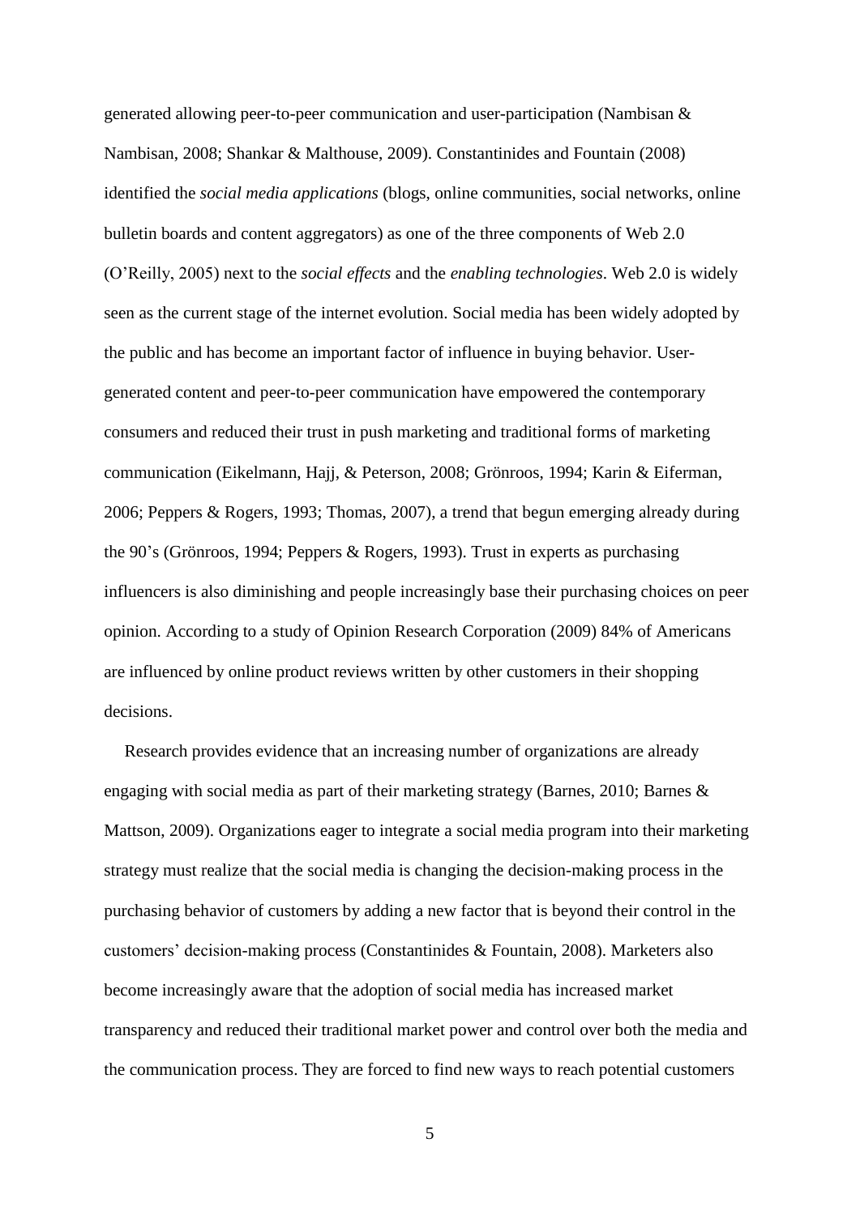generated allowing peer-to-peer communication and user-participation (Nambisan & Nambisan, 2008; Shankar & Malthouse, 2009). Constantinides and Fountain (2008) identified the *social media applications* (blogs, online communities, social networks, online bulletin boards and content aggregators) as one of the three components of Web 2.0 (O'Reilly, 2005) next to the *social effects* and the *enabling technologies*. Web 2.0 is widely seen as the current stage of the internet evolution. Social media has been widely adopted by the public and has become an important factor of influence in buying behavior. User-generated content and peer-to-peer communication have empowered the contemporary consumers and reduced their trust in push marketing and traditional forms of marketing communication (Eikelmann, Hajj, & Peterson, 2008; Grönroos, 1994; Karin & Eiferman, 2006; Peppers & Rogers, 1993; Thomas, 2007), a trend that begun emerging already during the 90's (Grönroos, 1994; Peppers & Rogers, 1993). Trust in experts as purchasing influencers is also diminishing and people increasingly base their purchasing choices on peer opinion. According to a study of Opinion Research Corporation (2009) 84% of Americans are influenced by online product reviews written by other customers in their shopping decisions.

Research provides evidence that an increasing number of organizations are already engaging with social media as part of their marketing strategy (Barnes, 2010; Barnes & Mattson, 2009). Organizations eager to integrate a social media program into their marketing strategy must realize that the social media is changing the decision-making process in the purchasing behavior of customers by adding a new factor that is beyond their control in the customers' decision-making process (Constantinides & Fountain, 2008). Marketers also become increasingly aware that the adoption of social media has increased market transparency and reduced their traditional market power and control over both the media and the communication process. They are forced to find new ways to reach potential customers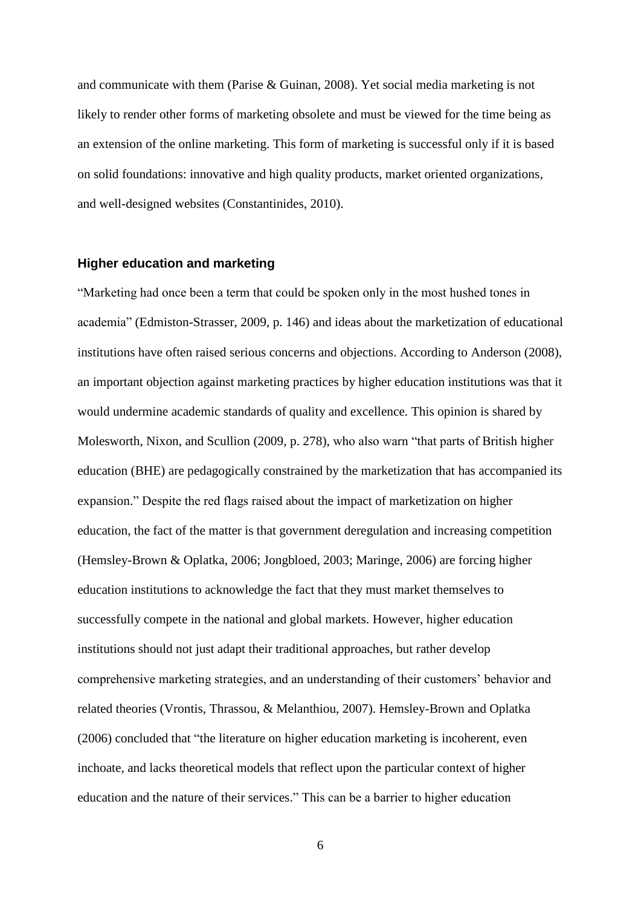and communicate with them (Parise & Guinan, 2008). Yet social media marketing is not likely to render other forms of marketing obsolete and must be viewed for the time being as an extension of the online marketing. This form of marketing is successful only if it is based on solid foundations: innovative and high quality products, market oriented organizations, and well-designed websites (Constantinides, 2010).

### Higher education and marketing

"Marketing had once been a term that could be spoken only in the most hushed tones in academia" (Edmiston-Strasser, 2009, p. 146) and ideas about the marketization of educational institutions have often raised serious concerns and objections. According to Anderson (2008), an important objection against marketing practices by higher education institutions was that it would undermine academic standards of quality and excellence. This opinion is shared by Molesworth, Nixon, and Scullion (2009, p. 278), who also warn "that parts of British higher education (BHE) are pedagogically constrained by the marketization that has accompanied its expansion." Despite the red flags raised about the impact of marketization on higher education, the fact of the matter is that government deregulation and increasing competition (Hemsley-Brown & Oplatka, 2006; Jongbloed, 2003; Maringe, 2006) are forcing higher education institutions to acknowledge the fact that they must market themselves to successfully compete in the national and global markets. However, higher education institutions should not just adapt their traditional approaches, but rather develop comprehensive marketing strategies, and an understanding of their customers' behavior and related theories (Vrontis, Thrassou, & Melanthiou, 2007). Hemsley-Brown and Oplatka (2006) concluded that "the literature on higher education marketing is incoherent, even inchoate, and lacks theoretical models that reflect upon the particular context of higher education and the nature of their services." This can be a barrier to higher education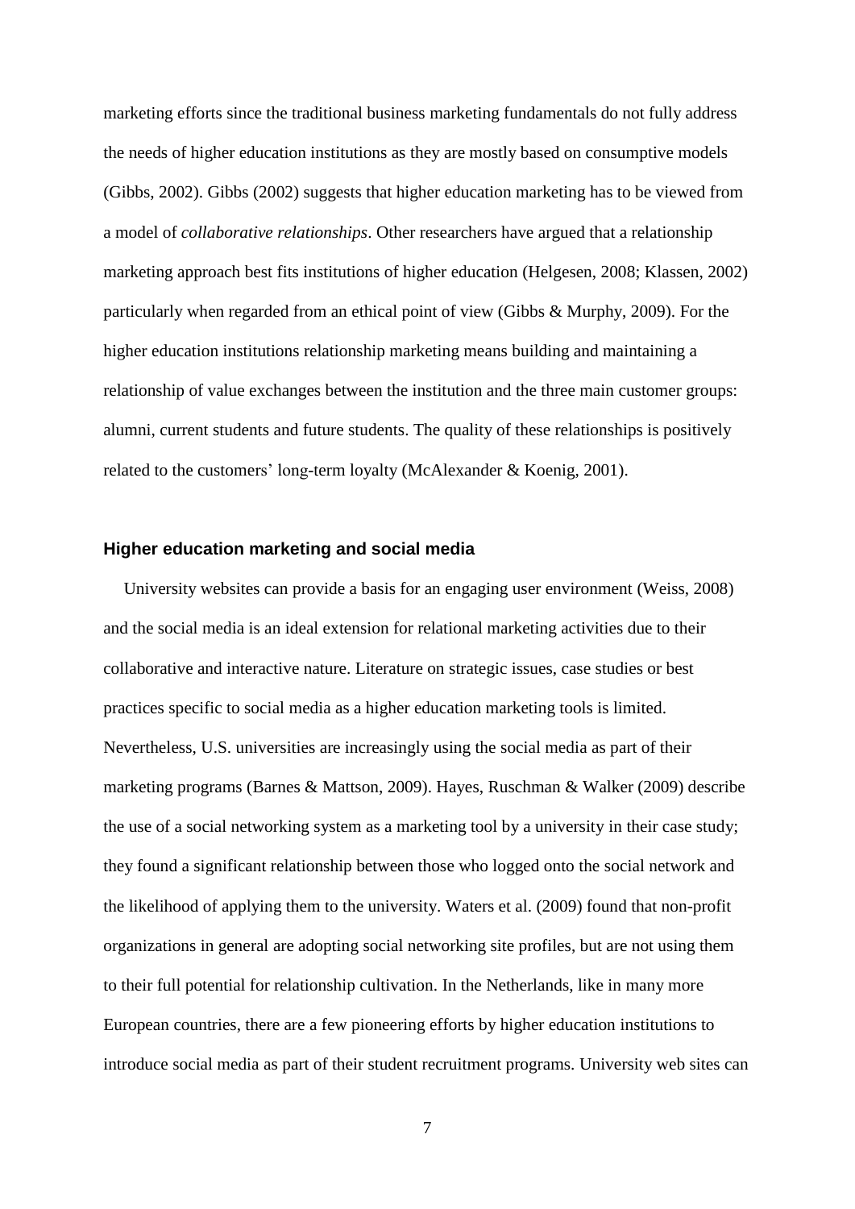marketing efforts since the traditional business marketing fundamentals do not fully address the needs of higher education institutions as they are mostly based on consumptive models (Gibbs, 2002). Gibbs (2002) suggests that higher education marketing has to be viewed from a model of *collaborative relationships*. Other researchers have argued that a relationship marketing approach best fits institutions of higher education (Helgesen, 2008; Klassen, 2002) particularly when regarded from an ethical point of view (Gibbs & Murphy, 2009). For the higher education institutions relationship marketing means building and maintaining a relationship of value exchanges between the institution and the three main customer groups: alumni, current students and future students. The quality of these relationships is positively related to the customers' long-term loyalty (McAlexander & Koenig, 2001).

### Higher education marketing and social media

University websites can provide a basis for an engaging user environment (Weiss, 2008) and the social media is an ideal extension for relational marketing activities due to their collaborative and interactive nature. Literature on strategic issues, case studies or best practices specific to social media as a higher education marketing tools is limited. Nevertheless, U.S. universities are increasingly using the social media as part of their marketing programs (Barnes & Mattson, 2009). Hayes, Ruschman & Walker (2009) describe the use of a social networking system as a marketing tool by a university in their case study; they found a significant relationship between those who logged onto the social network and the likelihood of applying them to the university. Waters et al. (2009) found that non-profit organizations in general are adopting social networking site profiles, but are not using them to their full potential for relationship cultivation. In the Netherlands, like in many more European countries, there are a few pioneering efforts by higher education institutions to introduce social media as part of their student recruitment programs. University web sites can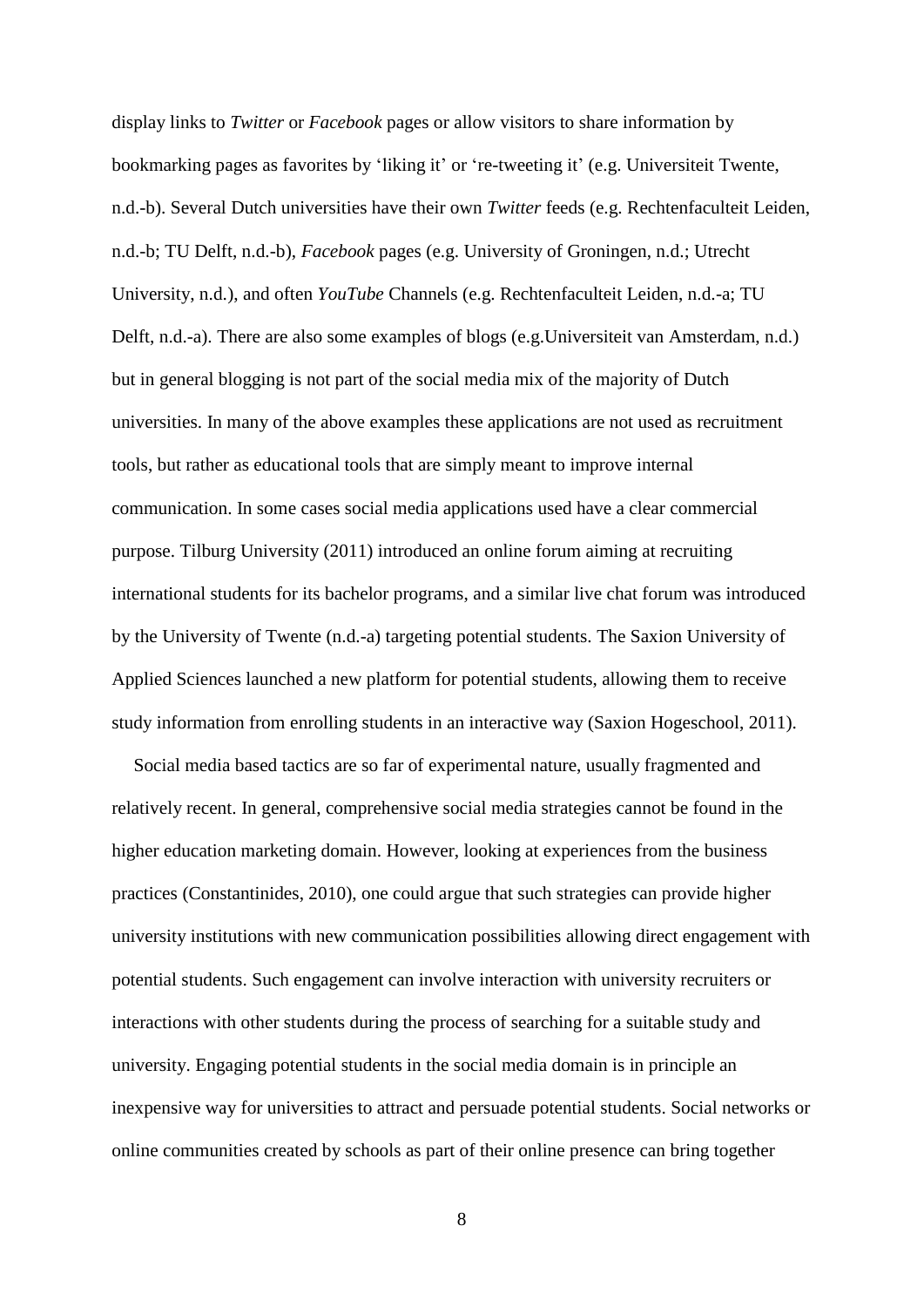display links to *Twitter* or *Facebook* pages or allow visitors to share information by bookmarking pages as favorites by 'liking it' or 're-tweeting it' (e.g. Universiteit Twente, n.d.-b). Several Dutch universities have their own *Twitter* feeds (e.g. Rechtenfaculteit Leiden, n.d.-b; TU Delft, n.d.-b), *Facebook* pages (e.g. University of Groningen, n.d.; Utrecht University, n.d.), and often *YouTube* Channels (e.g. Rechtenfaculteit Leiden, n.d.-a; TU Delft, n.d.-a). There are also some examples of blogs (e.g.Universiteit van Amsterdam, n.d.) but in general blogging is not part of the social media mix of the majority of Dutch universities. In many of the above examples these applications are not used as recruitment tools, but rather as educational tools that are simply meant to improve internal communication. In some cases social media applications used have a clear commercial purpose. Tilburg University (2011) introduced an online forum aiming at recruiting international students for its bachelor programs, and a similar live chat forum was introduced by the University of Twente (n.d.-a) targeting potential students. The Saxion University of Applied Sciences launched a new platform for potential students, allowing them to receive study information from enrolling students in an interactive way (Saxion Hogeschool, 2011).

Social media based tactics are so far of experimental nature, usually fragmented and relatively recent. In general, comprehensive social media strategies cannot be found in the higher education marketing domain. However, looking at experiences from the business practices (Constantinides, 2010), one could argue that such strategies can provide higher university institutions with new communication possibilities allowing direct engagement with potential students. Such engagement can involve interaction with university recruiters or interactions with other students during the process of searching for a suitable study and university. Engaging potential students in the social media domain is in principle an inexpensive way for universities to attract and persuade potential students. Social networks or online communities created by schools as part of their online presence can bring together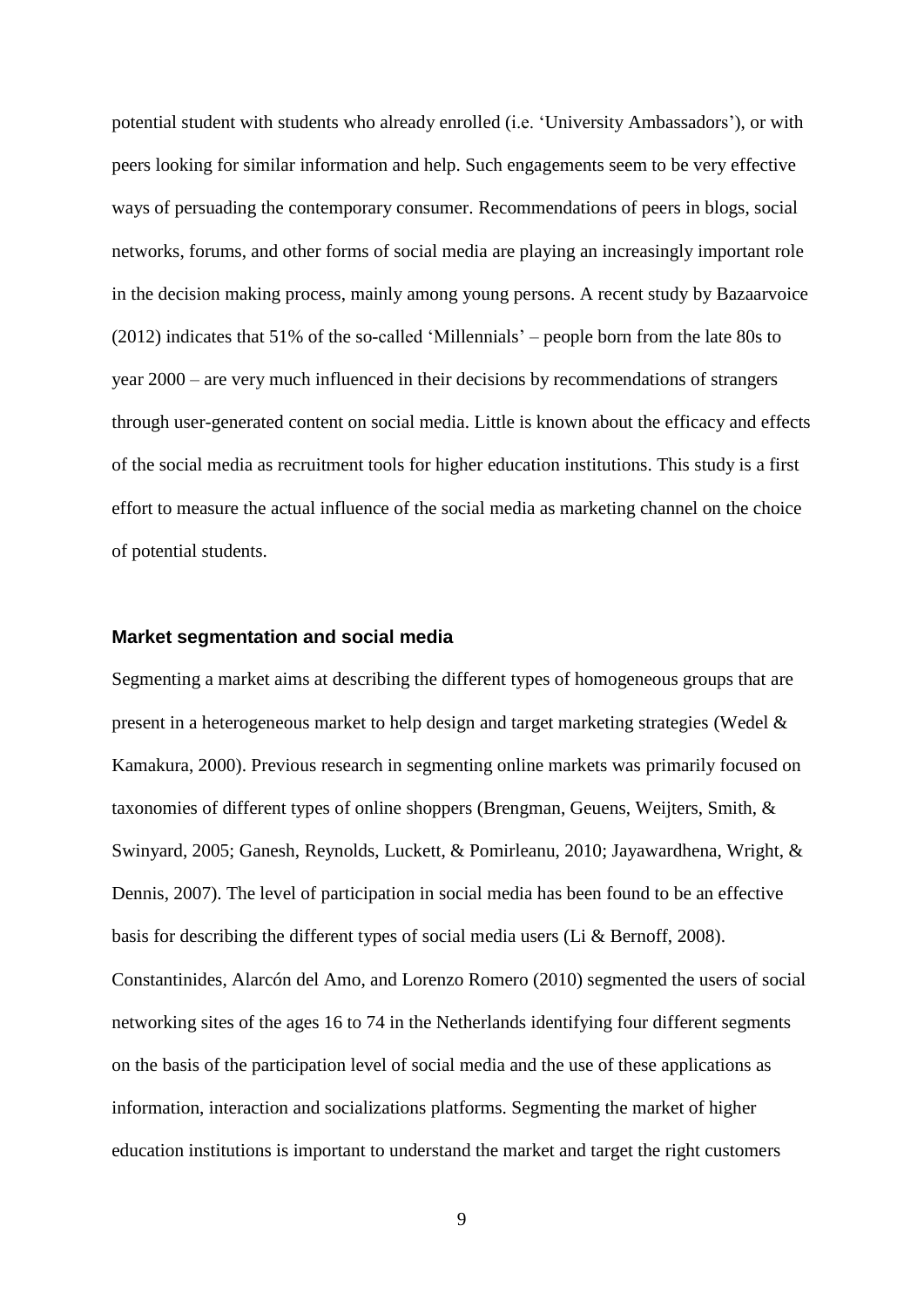potential student with students who already enrolled (i.e. 'University Ambassadors'), or with peers looking for similar information and help. Such engagements seem to be very effective ways of persuading the contemporary consumer. Recommendations of peers in blogs, social networks, forums, and other forms of social media are playing an increasingly important role in the decision making process, mainly among young persons. A recent study by Bazaarvoice (2012) indicates that 51% of the so-called 'Millennials' – people born from the late 80s to year 2000 – are very much influenced in their decisions by recommendations of strangers through user-generated content on social media. Little is known about the efficacy and effects of the social media as recruitment tools for higher education institutions. This study is a first effort to measure the actual influence of the social media as marketing channel on the choice of potential students.

### Market segmentation and social media

Segmenting a market aims at describing the different types of homogeneous groups that are present in a heterogeneous market to help design and target marketing strategies (Wedel & Kamakura, 2000). Previous research in segmenting online markets was primarily focused on taxonomies of different types of online shoppers (Brengman, Geuens, Weijters, Smith, & Swinyard, 2005; Ganesh, Reynolds, Luckett, & Pomirleanu, 2010; Jayawardhena, Wright, & Dennis, 2007). The level of participation in social media has been found to be an effective basis for describing the different types of social media users (Li & Bernoff, 2008). Constantinides, Alarcón del Amo, and Lorenzo Romero (2010) segmented the users of social networking sites of the ages 16 to 74 in the Netherlands identifying four different segments on the basis of the participation level of social media and the use of these applications as information, interaction and socializations platforms. Segmenting the market of higher education institutions is important to understand the market and target the right customers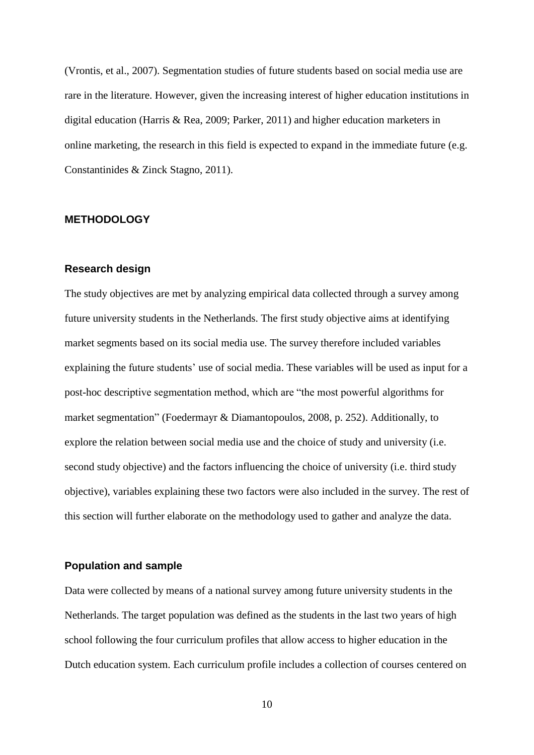(Vrontis, et al., 2007). Segmentation studies of future students based on social media use are rare in the literature. However, given the increasing interest of higher education institutions in digital education (Harris & Rea, 2009; Parker, 2011) and higher education marketers in online marketing, the research in this field is expected to expand in the immediate future (e.g. Constantinides & Zinck Stagno, 2011).

## METHODOLOGY

### Research design

The study objectives are met by analyzing empirical data collected through a survey among future university students in the Netherlands. The first study objective aims at identifying market segments based on its social media use. The survey therefore included variables explaining the future students' use of social media. These variables will be used as input for a post-hoc descriptive segmentation method, which are "the most powerful algorithms for market segmentation" (Foedermayr & Diamantopoulos, 2008, p. 252). Additionally, to explore the relation between social media use and the choice of study and university (i.e. second study objective) and the factors influencing the choice of university (i.e. third study objective), variables explaining these two factors were also included in the survey. The rest of this section will further elaborate on the methodology used to gather and analyze the data.

### Population and sample

Data were collected by means of a national survey among future university students in the Netherlands. The target population was defined as the students in the last two years of high school following the four curriculum profiles that allow access to higher education in the Dutch education system. Each curriculum profile includes a collection of courses centered on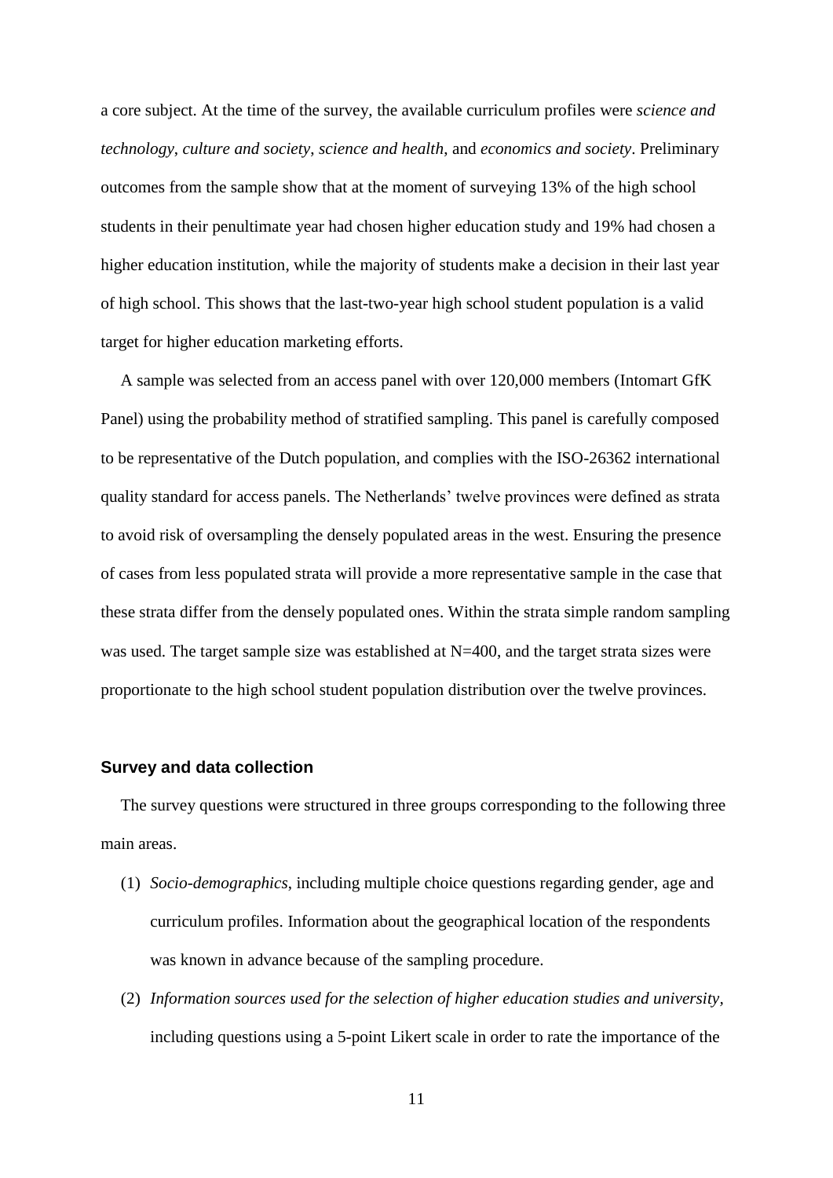a core subject. At the time of the survey, the available curriculum profiles were *science and technology*, *culture and society*, *science and health*, and *economics and society*. Preliminary outcomes from the sample show that at the moment of surveying 13% of the high school students in their penultimate year had chosen higher education study and 19% had chosen a higher education institution, while the majority of students make a decision in their last year of high school. This shows that the last-two-year high school student population is a valid target for higher education marketing efforts.

A sample was selected from an access panel with over 120,000 members (Intomart GfK Panel) using the probability method of stratified sampling. This panel is carefully composed to be representative of the Dutch population, and complies with the ISO-26362 international quality standard for access panels. The Netherlands' twelve provinces were defined as strata to avoid risk of oversampling the densely populated areas in the west. Ensuring the presence of cases from less populated strata will provide a more representative sample in the case that these strata differ from the densely populated ones. Within the strata simple random sampling was used. The target sample size was established at N=400, and the target strata sizes were proportionate to the high school student population distribution over the twelve provinces.

### Survey and data collection

The survey questions were structured in three groups corresponding to the following three main areas.

(1) *Socio-demographics*, including multiple choice questions regarding gender, age and curriculum profiles. Information about the geographical location of the respondents was known in advance because of the sampling procedure.

(2) *Information sources used for the selection of higher education studies and university*, including questions using a 5-point Likert scale in order to rate the importance of the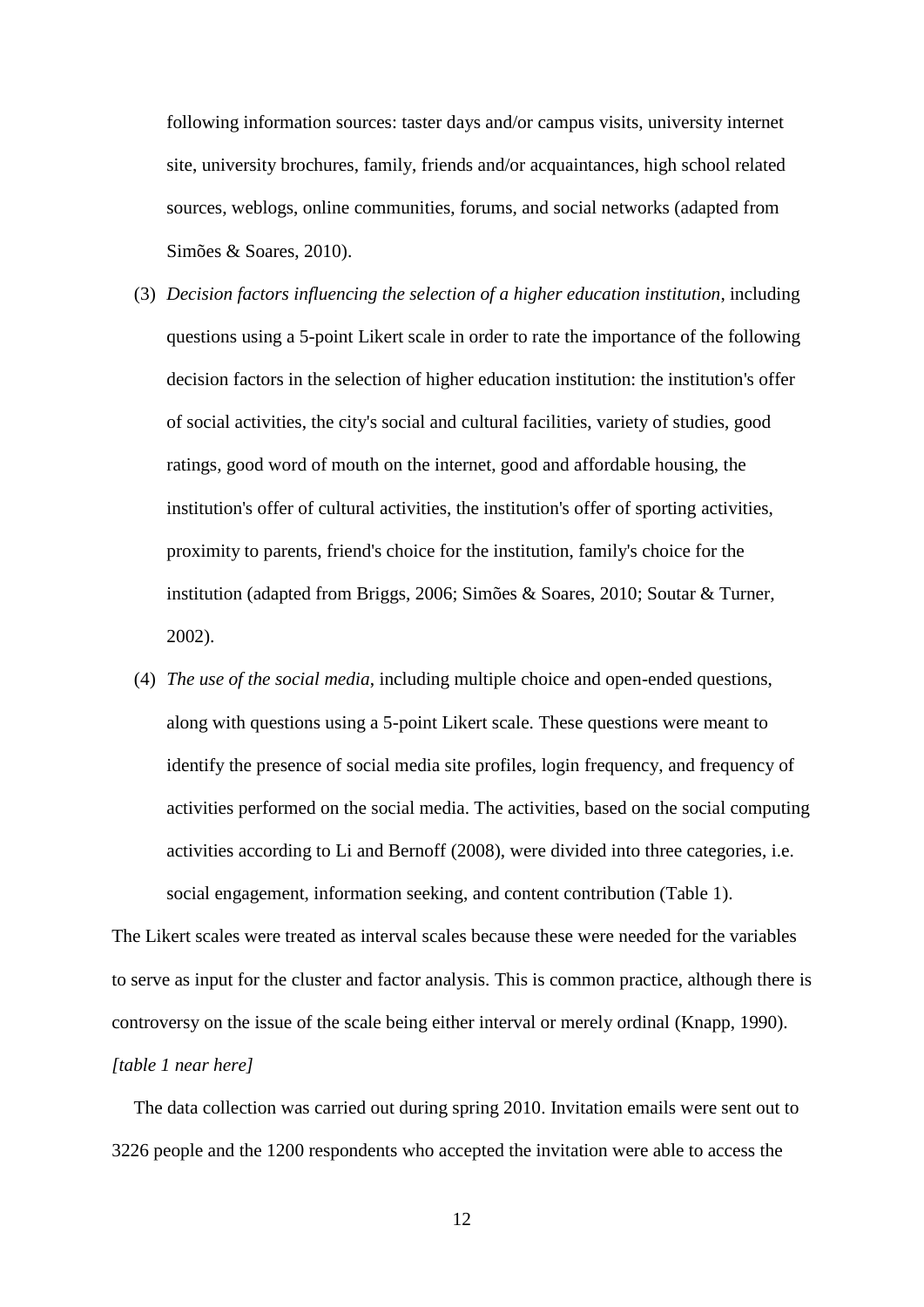following information sources: taster days and/or campus visits, university internet site, university brochures, family, friends and/or acquaintances, high school related sources, weblogs, online communities, forums, and social networks (adapted from Simões & Soares, 2010).

(3) *Decision factors influencing the selection of a higher education institution*, including questions using a 5-point Likert scale in order to rate the importance of the following decision factors in the selection of higher education institution: the institution's offer of social activities, the city's social and cultural facilities, variety of studies, good ratings, good word of mouth on the internet, good and affordable housing, the institution's offer of cultural activities, the institution's offer of sporting activities, proximity to parents, friend's choice for the institution, family's choice for the institution (adapted from Briggs, 2006; Simões & Soares, 2010; Soutar & Turner, 2002).

(4) *The use of the social media*, including multiple choice and open-ended questions, along with questions using a 5-point Likert scale. These questions were meant to identify the presence of social media site profiles, login frequency, and frequency of activities performed on the social media. The activities, based on the social computing activities according to Li and Bernoff (2008), were divided into three categories, i.e. social engagement, information seeking, and content contribution (Table 1).

The Likert scales were treated as interval scales because these were needed for the variables to serve as input for the cluster and factor analysis. This is common practice, although there is controversy on the issue of the scale being either interval or merely ordinal (Knapp, 1990).

*[table 1 near here]*

The data collection was carried out during spring 2010. Invitation emails were sent out to 3226 people and the 1200 respondents who accepted the invitation were able to access the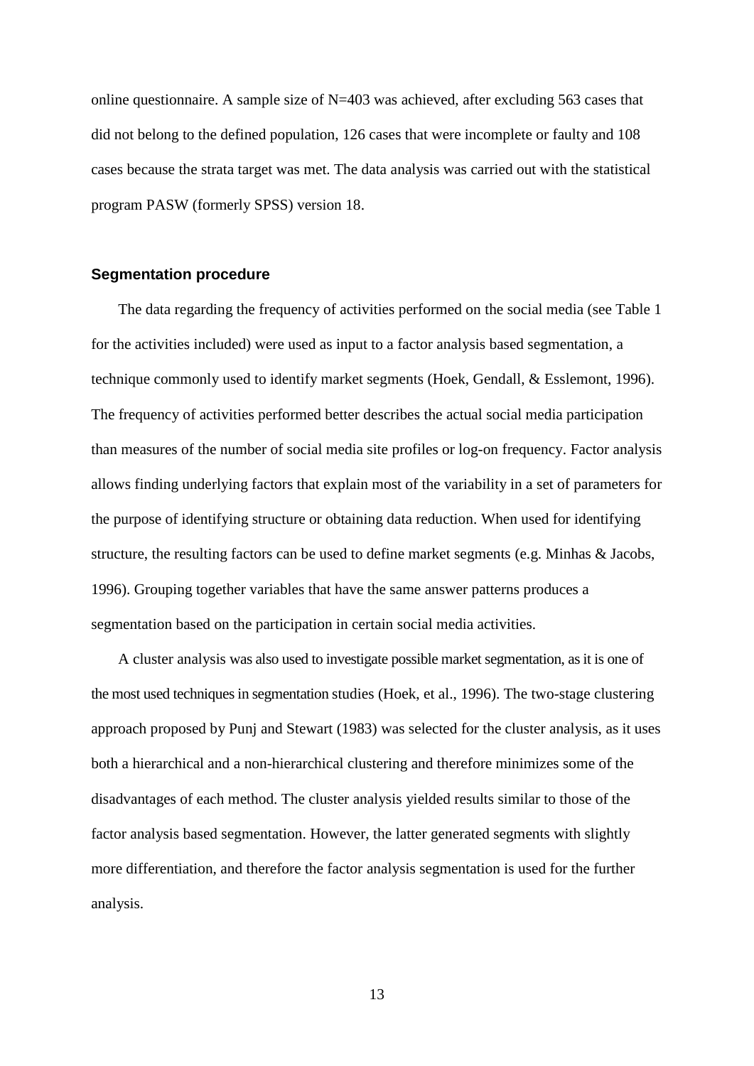online questionnaire. A sample size of N=403 was achieved, after excluding 563 cases that did not belong to the defined population, 126 cases that were incomplete or faulty and 108 cases because the strata target was met. The data analysis was carried out with the statistical program PASW (formerly SPSS) version 18.

### Segmentation procedure

The data regarding the frequency of activities performed on the social media (see Table 1 for the activities included) were used as input to a factor analysis based segmentation, a technique commonly used to identify market segments (Hoek, Gendall, & Esslemont, 1996). The frequency of activities performed better describes the actual social media participation than measures of the number of social media site profiles or log-on frequency. Factor analysis allows finding underlying factors that explain most of the variability in a set of parameters for the purpose of identifying structure or obtaining data reduction. When used for identifying structure, the resulting factors can be used to define market segments (e.g. Minhas & Jacobs, 1996). Grouping together variables that have the same answer patterns produces a segmentation based on the participation in certain social media activities.

A cluster analysis was also used to investigate possible market segmentation, as it is one of the most used techniques in segmentation studies (Hoek, et al., 1996). The two-stage clustering approach proposed by Punj and Stewart (1983) was selected for the cluster analysis, as it uses both a hierarchical and a non-hierarchical clustering and therefore minimizes some of the disadvantages of each method. The cluster analysis yielded results similar to those of the factor analysis based segmentation. However, the latter generated segments with slightly more differentiation, and therefore the factor analysis segmentation is used for the further analysis.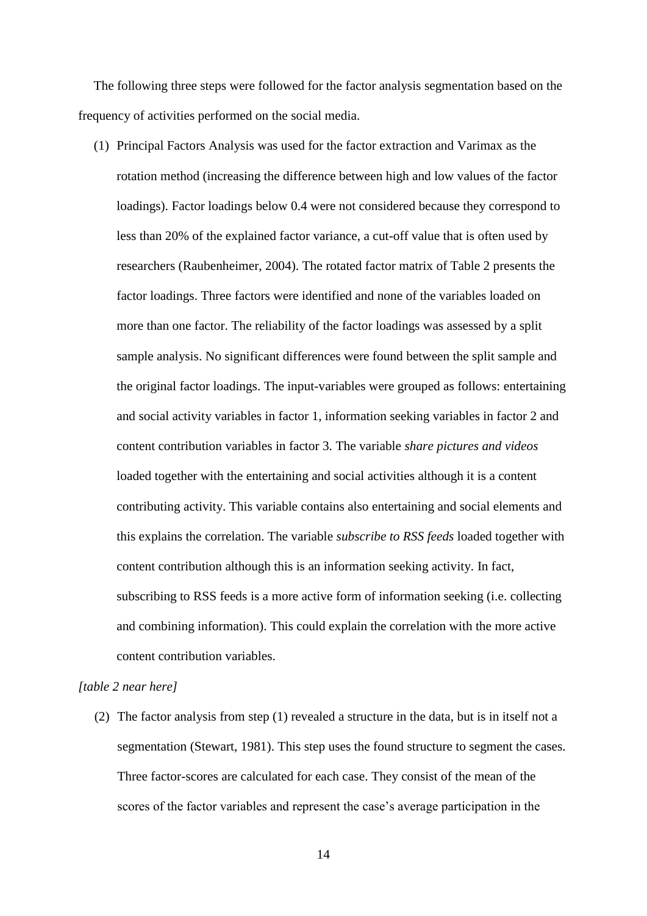The following three steps were followed for the factor analysis segmentation based on the frequency of activities performed on the social media.

(1) Principal Factors Analysis was used for the factor extraction and Varimax as the rotation method (increasing the difference between high and low values of the factor loadings). Factor loadings below 0.4 were not considered because they correspond to less than 20% of the explained factor variance, a cut-off value that is often used by researchers (Raubenheimer, 2004). The rotated factor matrix of Table 2 presents the factor loadings. Three factors were identified and none of the variables loaded on more than one factor. The reliability of the factor loadings was assessed by a split sample analysis. No significant differences were found between the split sample and the original factor loadings. The input-variables were grouped as follows: entertaining and social activity variables in factor 1, information seeking variables in factor 2 and content contribution variables in factor 3. The variable *share pictures and videos* loaded together with the entertaining and social activities although it is a content contributing activity. This variable contains also entertaining and social elements and this explains the correlation. The variable *subscribe to RSS feeds* loaded together with content contribution although this is an information seeking activity. In fact, subscribing to RSS feeds is a more active form of information seeking (i.e. collecting and combining information). This could explain the correlation with the more active content contribution variables.

*[table 2 near here]*

(2) The factor analysis from step (1) revealed a structure in the data, but is in itself not a segmentation (Stewart, 1981). This step uses the found structure to segment the cases. Three factor-scores are calculated for each case. They consist of the mean of the scores of the factor variables and represent the case's average participation in the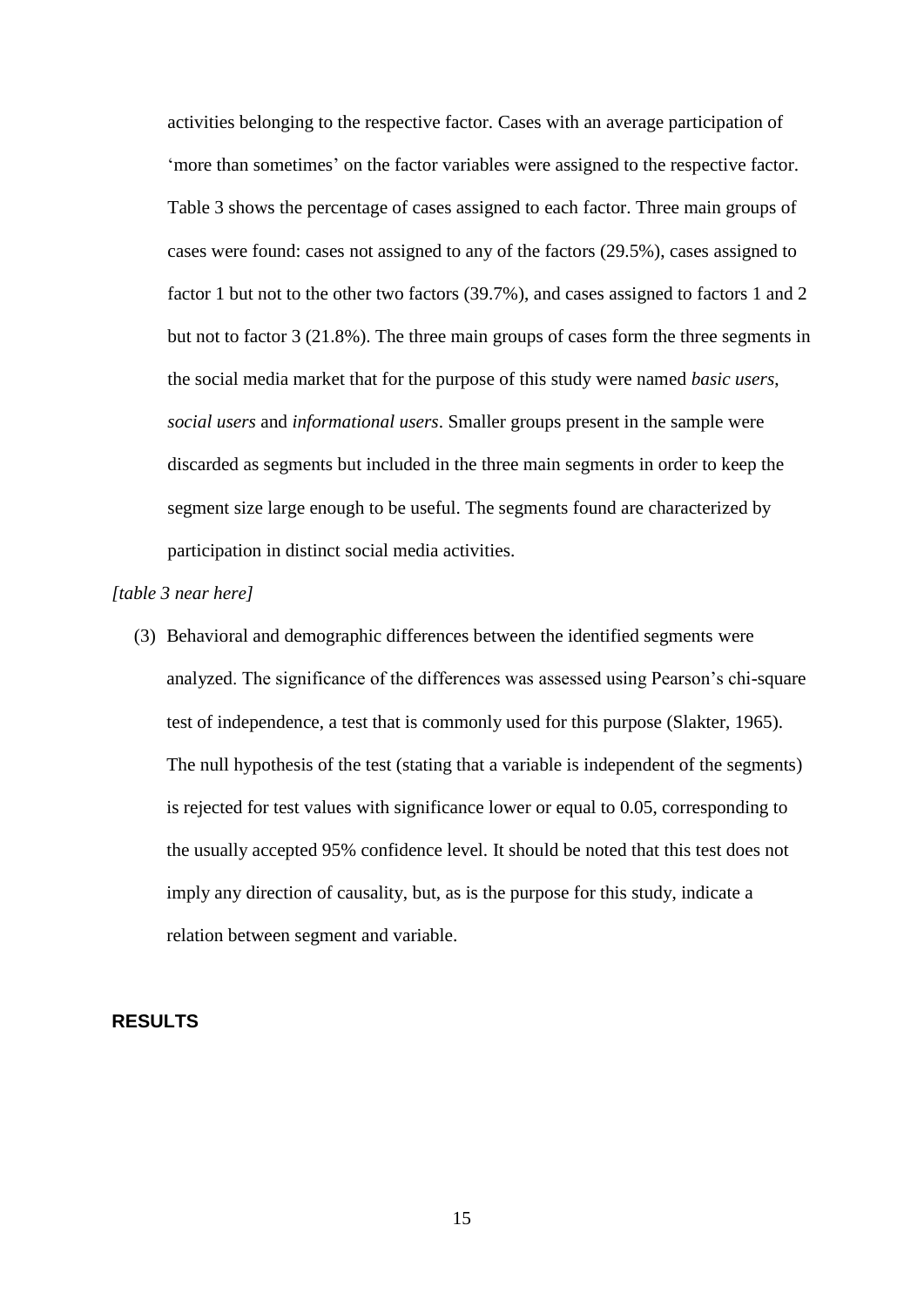activities belonging to the respective factor. Cases with an average participation of 'more than sometimes' on the factor variables were assigned to the respective factor. Table 3 shows the percentage of cases assigned to each factor. Three main groups of cases were found: cases not assigned to any of the factors (29.5%), cases assigned to factor 1 but not to the other two factors (39.7%), and cases assigned to factors 1 and 2 but not to factor 3 (21.8%). The three main groups of cases form the three segments in the social media market that for the purpose of this study were named *basic users*, *social users* and *informational users*. Smaller groups present in the sample were discarded as segments but included in the three main segments in order to keep the segment size large enough to be useful. The segments found are characterized by participation in distinct social media activities.

*[table 3 near here]*

(3) Behavioral and demographic differences between the identified segments were analyzed. The significance of the differences was assessed using Pearson's chi-square test of independence, a test that is commonly used for this purpose (Slakter, 1965). The null hypothesis of the test (stating that a variable is independent of the segments) is rejected for test values with significance lower or equal to 0.05, corresponding to the usually accepted 95% confidence level. It should be noted that this test does not imply any direction of causality, but, as is the purpose for this study, indicate a relation between segment and variable.

## RESULTS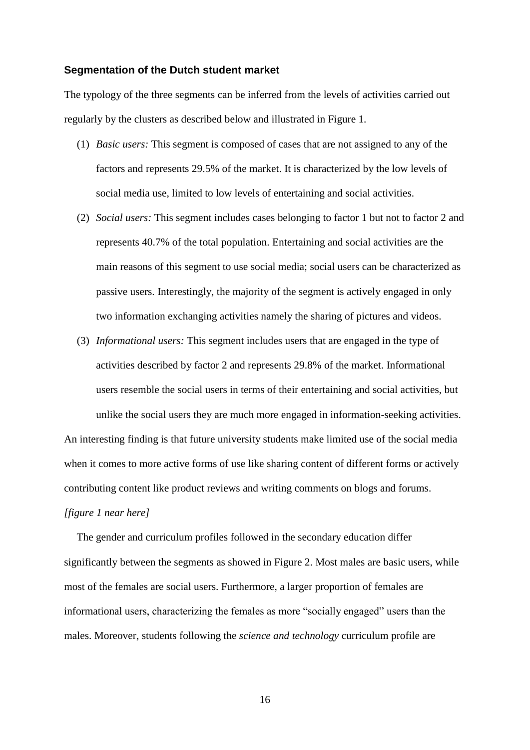### Segmentation of the Dutch student market

The typology of the three segments can be inferred from the levels of activities carried out regularly by the clusters as described below and illustrated in Figure 1.

(1) *Basic users:* This segment is composed of cases that are not assigned to any of the factors and represents 29.5% of the market. It is characterized by the low levels of social media use, limited to low levels of entertaining and social activities.

(2) *Social users:* This segment includes cases belonging to factor 1 but not to factor 2 and represents 40.7% of the total population. Entertaining and social activities are the main reasons of this segment to use social media; social users can be characterized as passive users. Interestingly, the majority of the segment is actively engaged in only two information exchanging activities namely the sharing of pictures and videos.

(3) *Informational users:* This segment includes users that are engaged in the type of activities described by factor 2 and represents 29.8% of the market. Informational users resemble the social users in terms of their entertaining and social activities, but unlike the social users they are much more engaged in information-seeking activities.

An interesting finding is that future university students make limited use of the social media when it comes to more active forms of use like sharing content of different forms or actively contributing content like product reviews and writing comments on blogs and forums.

*[figure 1 near here]*

The gender and curriculum profiles followed in the secondary education differ significantly between the segments as showed in Figure 2. Most males are basic users, while most of the females are social users. Furthermore, a larger proportion of females are informational users, characterizing the females as more "socially engaged" users than the males. Moreover, students following the *science and technology* curriculum profile are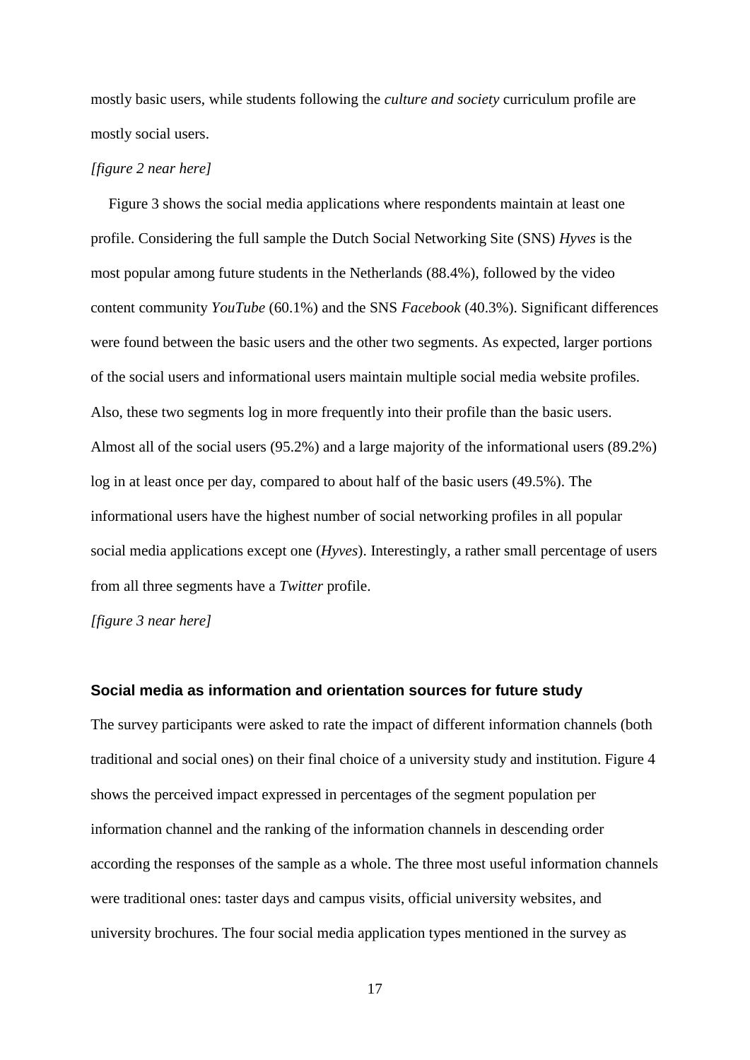mostly basic users, while students following the *culture and society* curriculum profile are mostly social users.

*[figure 2 near here]*

Figure 3 shows the social media applications where respondents maintain at least one profile. Considering the full sample the Dutch Social Networking Site (SNS) *Hyves* is the most popular among future students in the Netherlands (88.4%), followed by the video content community *YouTube* (60.1%) and the SNS *Facebook* (40.3%). Significant differences were found between the basic users and the other two segments. As expected, larger portions of the social users and informational users maintain multiple social media website profiles. Also, these two segments log in more frequently into their profile than the basic users. Almost all of the social users (95.2%) and a large majority of the informational users (89.2%) log in at least once per day, compared to about half of the basic users (49.5%). The informational users have the highest number of social networking profiles in all popular social media applications except one (*Hyves*). Interestingly, a rather small percentage of users from all three segments have a *Twitter* profile.

*[figure 3 near here]*

### Social media as information and orientation sources for future study

The survey participants were asked to rate the impact of different information channels (both traditional and social ones) on their final choice of a university study and institution. Figure 4 shows the perceived impact expressed in percentages of the segment population per information channel and the ranking of the information channels in descending order according the responses of the sample as a whole. The three most useful information channels were traditional ones: taster days and campus visits, official university websites, and university brochures. The four social media application types mentioned in the survey as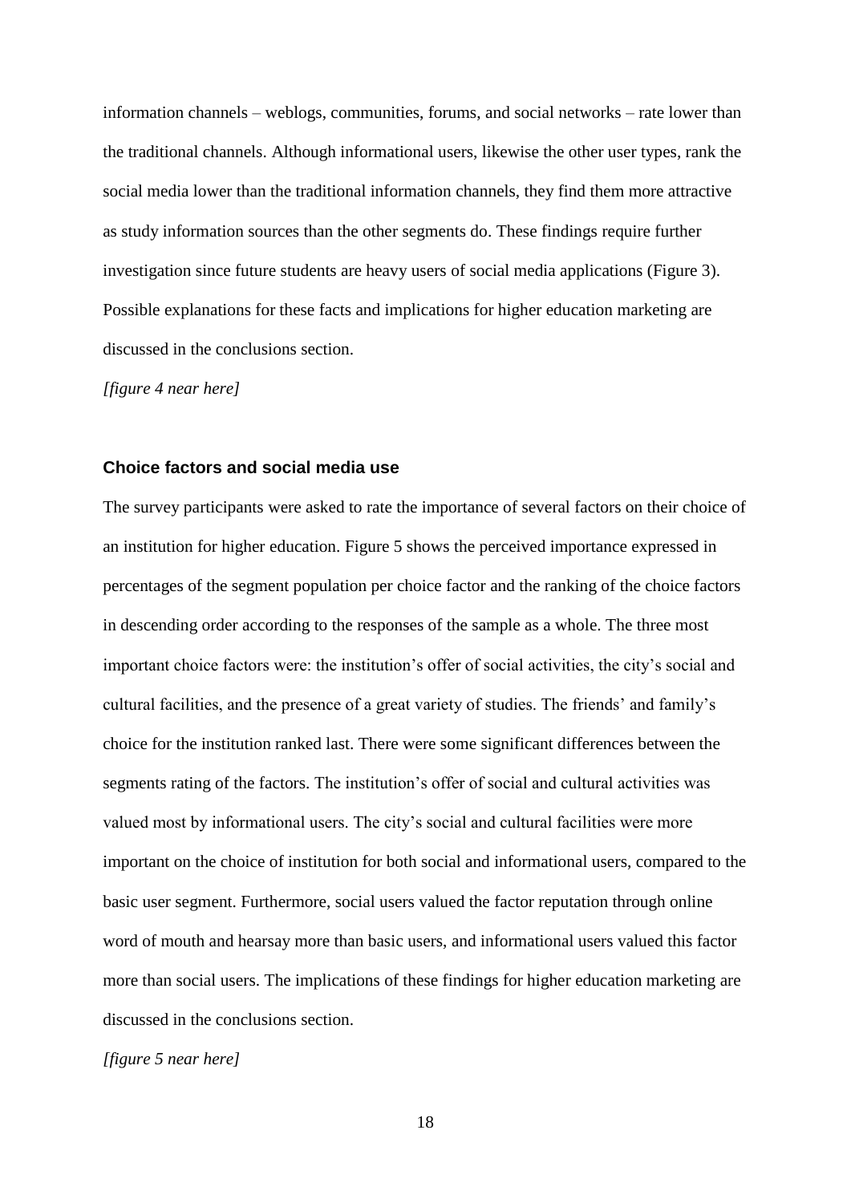information channels – weblogs, communities, forums, and social networks – rate lower than the traditional channels. Although informational users, likewise the other user types, rank the social media lower than the traditional information channels, they find them more attractive as study information sources than the other segments do. These findings require further investigation since future students are heavy users of social media applications (Figure 3). Possible explanations for these facts and implications for higher education marketing are discussed in the conclusions section.

*[figure 4 near here]*

### Choice factors and social media use

The survey participants were asked to rate the importance of several factors on their choice of an institution for higher education. Figure 5 shows the perceived importance expressed in percentages of the segment population per choice factor and the ranking of the choice factors in descending order according to the responses of the sample as a whole. The three most important choice factors were: the institution's offer of social activities, the city's social and cultural facilities, and the presence of a great variety of studies. The friends' and family's choice for the institution ranked last. There were some significant differences between the segments rating of the factors. The institution's offer of social and cultural activities was valued most by informational users. The city's social and cultural facilities were more important on the choice of institution for both social and informational users, compared to the basic user segment. Furthermore, social users valued the factor reputation through online word of mouth and hearsay more than basic users, and informational users valued this factor more than social users. The implications of these findings for higher education marketing are discussed in the conclusions section.

*[figure 5 near here]*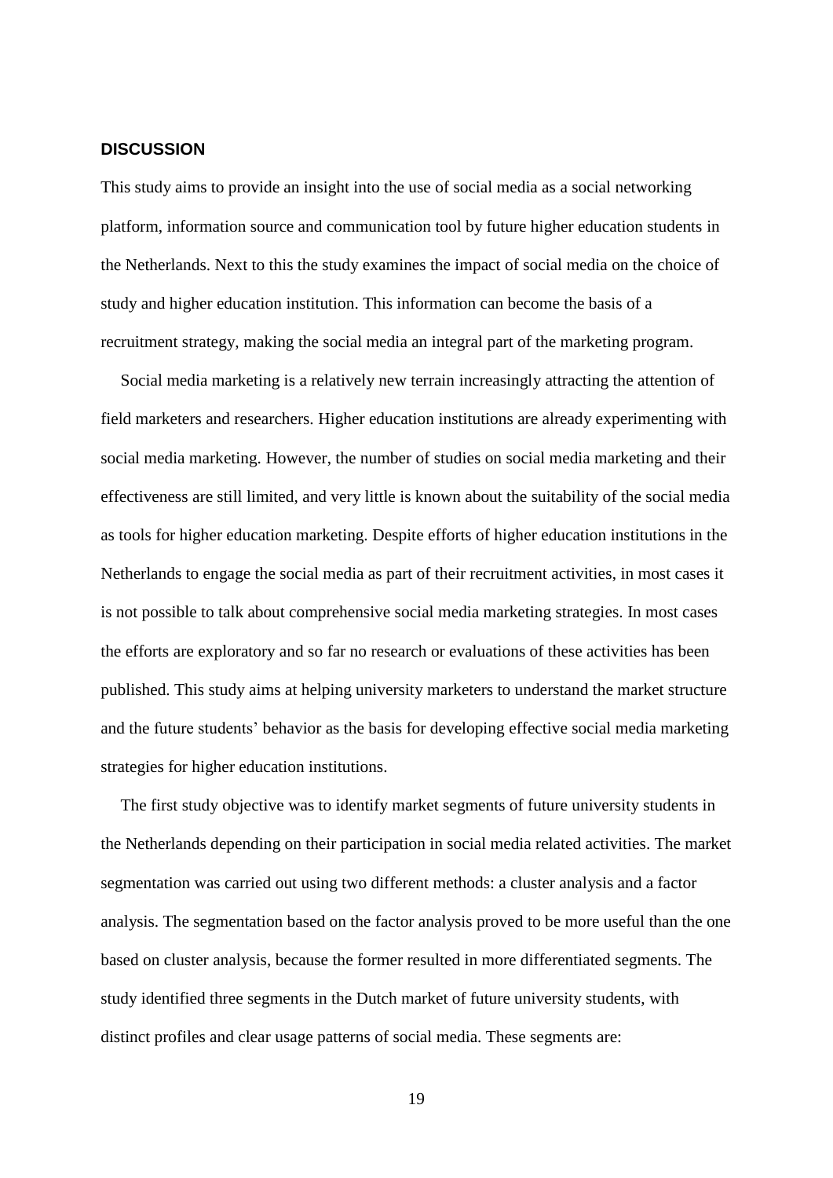## DISCUSSION

This study aims to provide an insight into the use of social media as a social networking platform, information source and communication tool by future higher education students in the Netherlands. Next to this the study examines the impact of social media on the choice of study and higher education institution. This information can become the basis of a recruitment strategy, making the social media an integral part of the marketing program.

Social media marketing is a relatively new terrain increasingly attracting the attention of field marketers and researchers. Higher education institutions are already experimenting with social media marketing. However, the number of studies on social media marketing and their effectiveness are still limited, and very little is known about the suitability of the social media as tools for higher education marketing. Despite efforts of higher education institutions in the Netherlands to engage the social media as part of their recruitment activities, in most cases it is not possible to talk about comprehensive social media marketing strategies. In most cases the efforts are exploratory and so far no research or evaluations of these activities has been published. This study aims at helping university marketers to understand the market structure and the future students' behavior as the basis for developing effective social media marketing strategies for higher education institutions.

The first study objective was to identify market segments of future university students in the Netherlands depending on their participation in social media related activities. The market segmentation was carried out using two different methods: a cluster analysis and a factor analysis. The segmentation based on the factor analysis proved to be more useful than the one based on cluster analysis, because the former resulted in more differentiated segments. The study identified three segments in the Dutch market of future university students, with distinct profiles and clear usage patterns of social media. These segments are: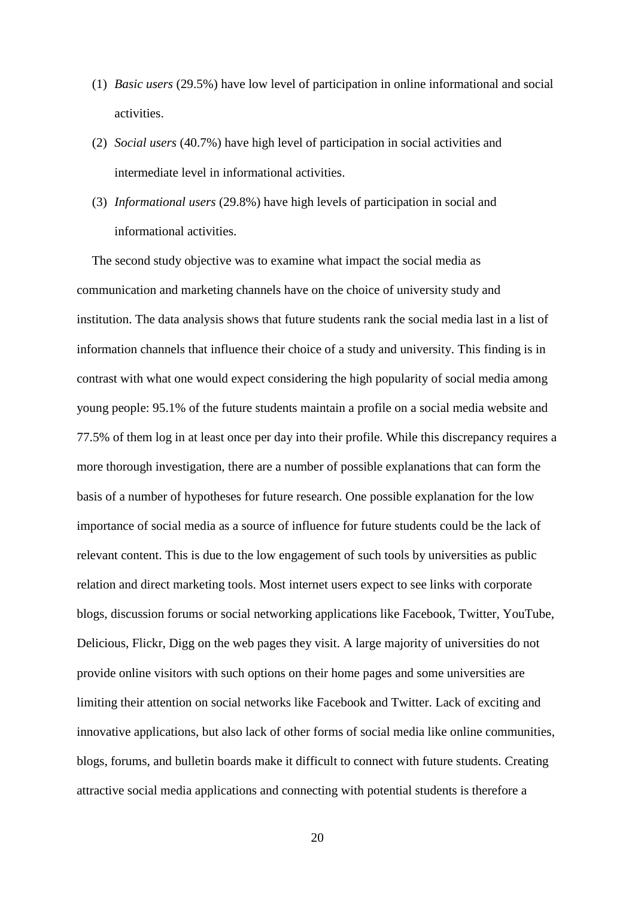(1) *Basic users* (29.5%) have low level of participation in online informational and social activities.

(2) *Social users* (40.7%) have high level of participation in social activities and intermediate level in informational activities.

(3) *Informational users* (29.8%) have high levels of participation in social and informational activities.

The second study objective was to examine what impact the social media as communication and marketing channels have on the choice of university study and institution. The data analysis shows that future students rank the social media last in a list of information channels that influence their choice of a study and university. This finding is in contrast with what one would expect considering the high popularity of social media among young people: 95.1% of the future students maintain a profile on a social media website and 77.5% of them log in at least once per day into their profile. While this discrepancy requires a more thorough investigation, there are a number of possible explanations that can form the basis of a number of hypotheses for future research. One possible explanation for the low importance of social media as a source of influence for future students could be the lack of relevant content. This is due to the low engagement of such tools by universities as public relation and direct marketing tools. Most internet users expect to see links with corporate blogs, discussion forums or social networking applications like Facebook, Twitter, YouTube, Delicious, Flickr, Digg on the web pages they visit. A large majority of universities do not provide online visitors with such options on their home pages and some universities are limiting their attention on social networks like Facebook and Twitter. Lack of exciting and innovative applications, but also lack of other forms of social media like online communities, blogs, forums, and bulletin boards make it difficult to connect with future students. Creating attractive social media applications and connecting with potential students is therefore a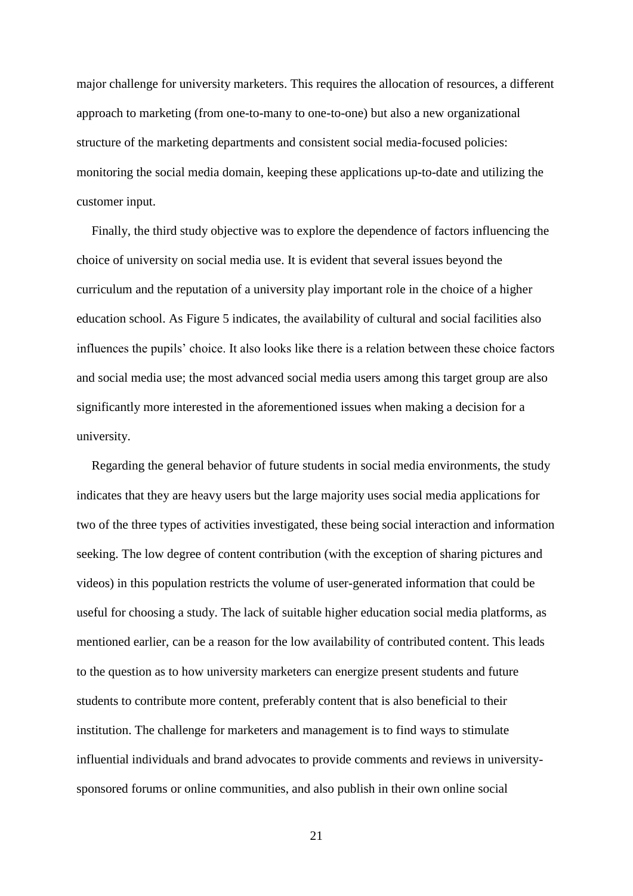major challenge for university marketers. This requires the allocation of resources, a different approach to marketing (from one-to-many to one-to-one) but also a new organizational structure of the marketing departments and consistent social media-focused policies: monitoring the social media domain, keeping these applications up-to-date and utilizing the customer input.

Finally, the third study objective was to explore the dependence of factors influencing the choice of university on social media use. It is evident that several issues beyond the curriculum and the reputation of a university play important role in the choice of a higher education school. As Figure 5 indicates, the availability of cultural and social facilities also influences the pupils' choice. It also looks like there is a relation between these choice factors and social media use; the most advanced social media users among this target group are also significantly more interested in the aforementioned issues when making a decision for a university.

Regarding the general behavior of future students in social media environments, the study indicates that they are heavy users but the large majority uses social media applications for two of the three types of activities investigated, these being social interaction and information seeking. The low degree of content contribution (with the exception of sharing pictures and videos) in this population restricts the volume of user-generated information that could be useful for choosing a study. The lack of suitable higher education social media platforms, as mentioned earlier, can be a reason for the low availability of contributed content. This leads to the question as to how university marketers can energize present students and future students to contribute more content, preferably content that is also beneficial to their institution. The challenge for marketers and management is to find ways to stimulate influential individuals and brand advocates to provide comments and reviews in university-sponsored forums or online communities, and also publish in their own online social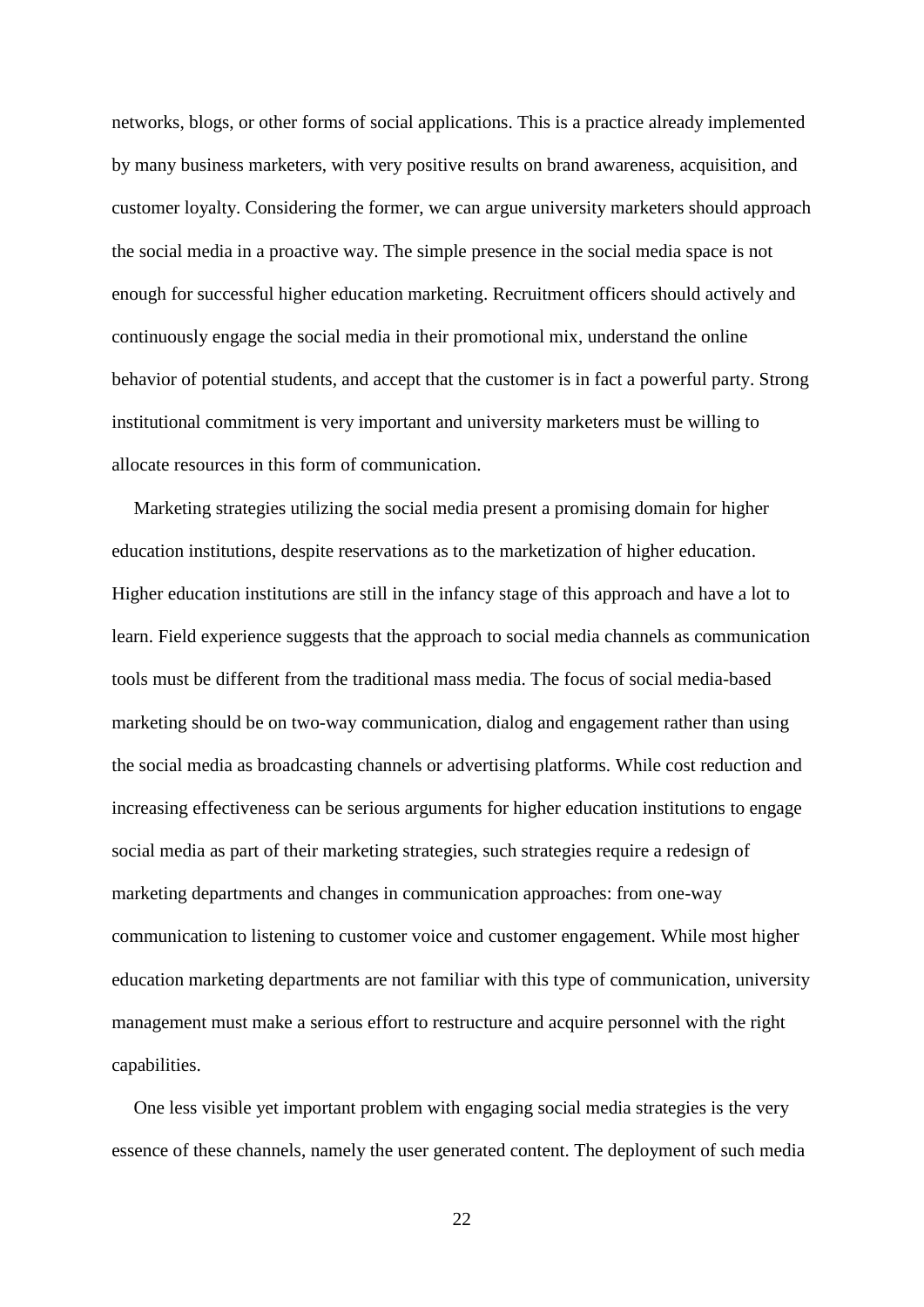networks, blogs, or other forms of social applications. This is a practice already implemented by many business marketers, with very positive results on brand awareness, acquisition, and customer loyalty. Considering the former, we can argue university marketers should approach the social media in a proactive way. The simple presence in the social media space is not enough for successful higher education marketing. Recruitment officers should actively and continuously engage the social media in their promotional mix, understand the online behavior of potential students, and accept that the customer is in fact a powerful party. Strong institutional commitment is very important and university marketers must be willing to allocate resources in this form of communication.

Marketing strategies utilizing the social media present a promising domain for higher education institutions, despite reservations as to the marketization of higher education. Higher education institutions are still in the infancy stage of this approach and have a lot to learn. Field experience suggests that the approach to social media channels as communication tools must be different from the traditional mass media. The focus of social media-based marketing should be on two-way communication, dialog and engagement rather than using the social media as broadcasting channels or advertising platforms. While cost reduction and increasing effectiveness can be serious arguments for higher education institutions to engage social media as part of their marketing strategies, such strategies require a redesign of marketing departments and changes in communication approaches: from one-way communication to listening to customer voice and customer engagement. While most higher education marketing departments are not familiar with this type of communication, university management must make a serious effort to restructure and acquire personnel with the right capabilities.

One less visible yet important problem with engaging social media strategies is the very essence of these channels, namely the user generated content. The deployment of such media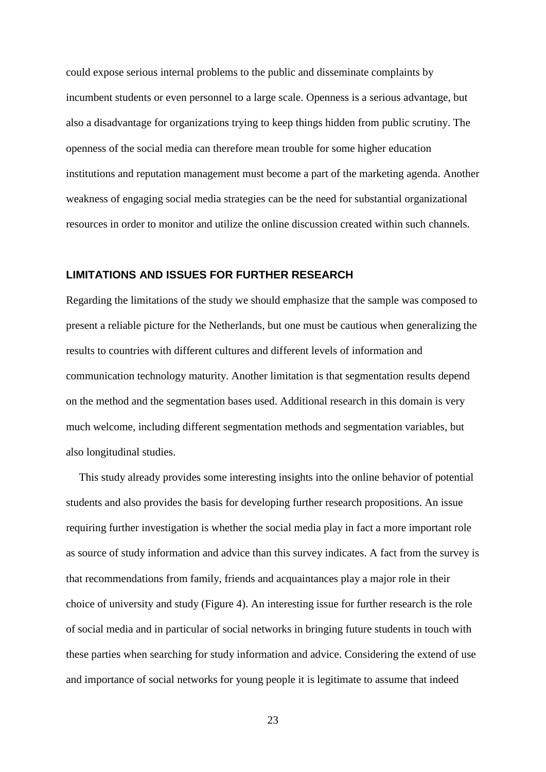could expose serious internal problems to the public and disseminate complaints by incumbent students or even personnel to a large scale. Openness is a serious advantage, but also a disadvantage for organizations trying to keep things hidden from public scrutiny. The openness of the social media can therefore mean trouble for some higher education institutions and reputation management must become a part of the marketing agenda. Another weakness of engaging social media strategies can be the need for substantial organizational resources in order to monitor and utilize the online discussion created within such channels.

## LIMITATIONS AND ISSUES FOR FURTHER RESEARCH

Regarding the limitations of the study we should emphasize that the sample was composed to present a reliable picture for the Netherlands, but one must be cautious when generalizing the results to countries with different cultures and different levels of information and communication technology maturity. Another limitation is that segmentation results depend on the method and the segmentation bases used. Additional research in this domain is very much welcome, including different segmentation methods and segmentation variables, but also longitudinal studies.

This study already provides some interesting insights into the online behavior of potential students and also provides the basis for developing further research propositions. An issue requiring further investigation is whether the social media play in fact a more important role as source of study information and advice than this survey indicates. A fact from the survey is that recommendations from family, friends and acquaintances play a major role in their choice of university and study (Figure 4). An interesting issue for further research is the role of social media and in particular of social networks in bringing future students in touch with these parties when searching for study information and advice. Considering the extend of use and importance of social networks for young people it is legitimate to assume that indeed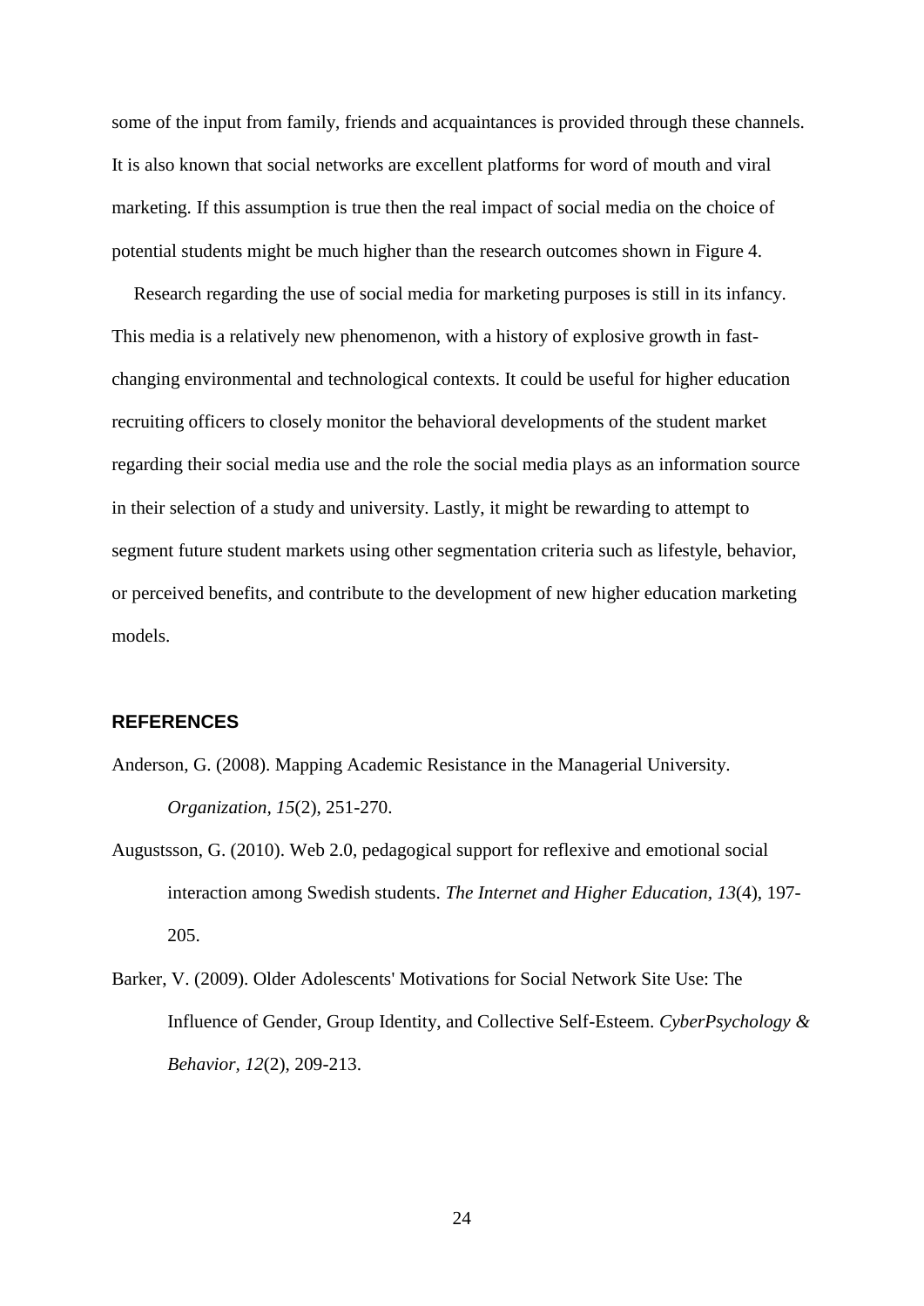some of the input from family, friends and acquaintances is provided through these channels. It is also known that social networks are excellent platforms for word of mouth and viral marketing. If this assumption is true then the real impact of social media on the choice of potential students might be much higher than the research outcomes shown in Figure 4.

Research regarding the use of social media for marketing purposes is still in its infancy. This media is a relatively new phenomenon, with a history of explosive growth in fast-changing environmental and technological contexts. It could be useful for higher education recruiting officers to closely monitor the behavioral developments of the student market regarding their social media use and the role the social media plays as an information source in their selection of a study and university. Lastly, it might be rewarding to attempt to segment future student markets using other segmentation criteria such as lifestyle, behavior, or perceived benefits, and contribute to the development of new higher education marketing models.

## REFERENCES

Anderson, G. (2008). Mapping Academic Resistance in the Managerial University. *Organization, 15*(2), 251-270.

Augustsson, G. (2010). Web 2.0, pedagogical support for reflexive and emotional social interaction among Swedish students. *The Internet and Higher Education, 13*(4), 197-205.

Barker, V. (2009). Older Adolescents' Motivations for Social Network Site Use: The Influence of Gender, Group Identity, and Collective Self-Esteem. *CyberPsychology & Behavior, 12*(2), 209-213.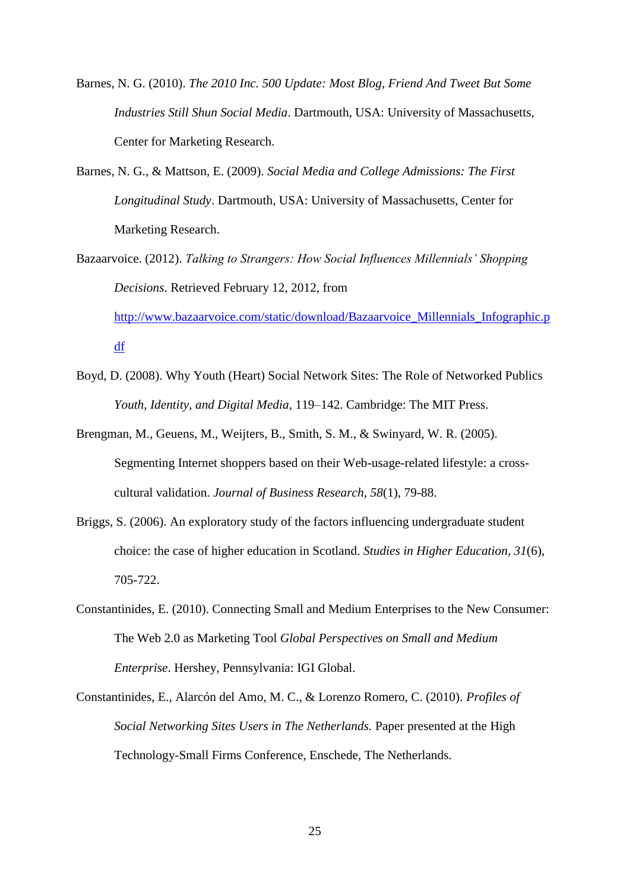Barnes, N. G. (2010). *The 2010 Inc. 500 Update: Most Blog, Friend And Tweet But Some Industries Still Shun Social Media*. Dartmouth, USA: University of Massachusetts, Center for Marketing Research.

Barnes, N. G., & Mattson, E. (2009). *Social Media and College Admissions: The First Longitudinal Study*. Dartmouth, USA: University of Massachusetts, Center for Marketing Research.

Bazaarvoice. (2012). *Talking to Strangers: How Social Influences Millennials' Shopping Decisions*. Retrieved February 12, 2012, from http://www.bazaarvoice.com/static/download/Bazaarvoice_Millennials_Infographic.pdf

Boyd, D. (2008). Why Youth (Heart) Social Network Sites: The Role of Networked Publics *Youth, Identity, and Digital Media*, 119–142. Cambridge: The MIT Press.

Brengman, M., Geuens, M., Weijters, B., Smith, S. M., & Swinyard, W. R. (2005). Segmenting Internet shoppers based on their Web-usage-related lifestyle: a cross-cultural validation. *Journal of Business Research, 58*(1), 79-88.

Briggs, S. (2006). An exploratory study of the factors influencing undergraduate student choice: the case of higher education in Scotland. *Studies in Higher Education, 31*(6), 705-722.

Constantinides, E. (2010). Connecting Small and Medium Enterprises to the New Consumer: The Web 2.0 as Marketing Tool *Global Perspectives on Small and Medium Enterprise*. Hershey, Pennsylvania: IGI Global.

Constantinides, E., Alarcón del Amo, M. C., & Lorenzo Romero, C. (2010). *Profiles of Social Networking Sites Users in The Netherlands.* Paper presented at the High Technology-Small Firms Conference, Enschede, The Netherlands.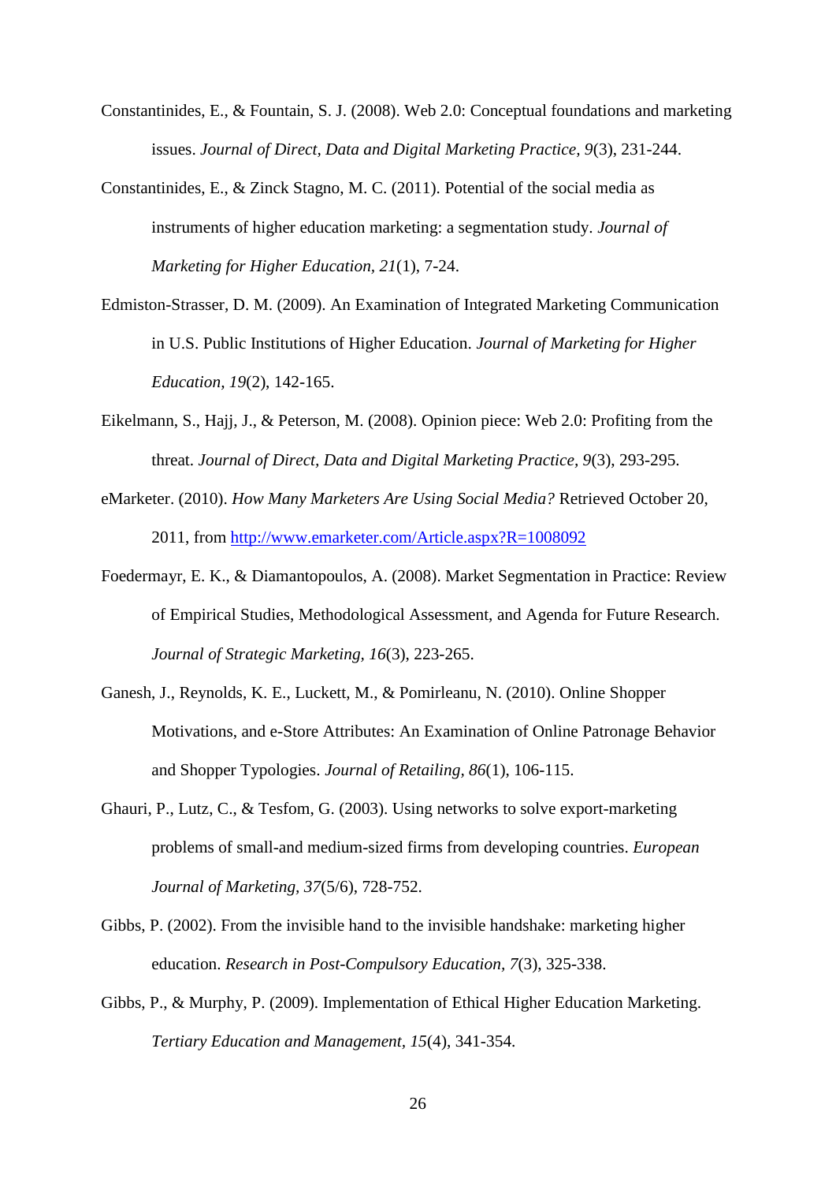Constantinides, E., & Fountain, S. J. (2008). Web 2.0: Conceptual foundations and marketing issues. *Journal of Direct, Data and Digital Marketing Practice, 9*(3), 231-244.

Constantinides, E., & Zinck Stagno, M. C. (2011). Potential of the social media as instruments of higher education marketing: a segmentation study. *Journal of Marketing for Higher Education, 21*(1), 7-24.

Edmiston-Strasser, D. M. (2009). An Examination of Integrated Marketing Communication in U.S. Public Institutions of Higher Education. *Journal of Marketing for Higher Education, 19*(2), 142-165.

Eikelmann, S., Hajj, J., & Peterson, M. (2008). Opinion piece: Web 2.0: Profiting from the threat. *Journal of Direct, Data and Digital Marketing Practice, 9*(3), 293-295.

eMarketer. (2010). *How Many Marketers Are Using Social Media?* Retrieved October 20, 2011, from http://www.emarketer.com/Article.aspx?R=1008092

Foedermayr, E. K., & Diamantopoulos, A. (2008). Market Segmentation in Practice: Review of Empirical Studies, Methodological Assessment, and Agenda for Future Research. *Journal of Strategic Marketing, 16*(3), 223-265.

Ganesh, J., Reynolds, K. E., Luckett, M., & Pomirleanu, N. (2010). Online Shopper Motivations, and e-Store Attributes: An Examination of Online Patronage Behavior and Shopper Typologies. *Journal of Retailing, 86*(1), 106-115.

Ghauri, P., Lutz, C., & Tesfom, G. (2003). Using networks to solve export-marketing problems of small-and medium-sized firms from developing countries. *European Journal of Marketing, 37*(5/6), 728-752.

Gibbs, P. (2002). From the invisible hand to the invisible handshake: marketing higher education. *Research in Post-Compulsory Education, 7*(3), 325-338.

Gibbs, P., & Murphy, P. (2009). Implementation of Ethical Higher Education Marketing. *Tertiary Education and Management, 15*(4), 341-354.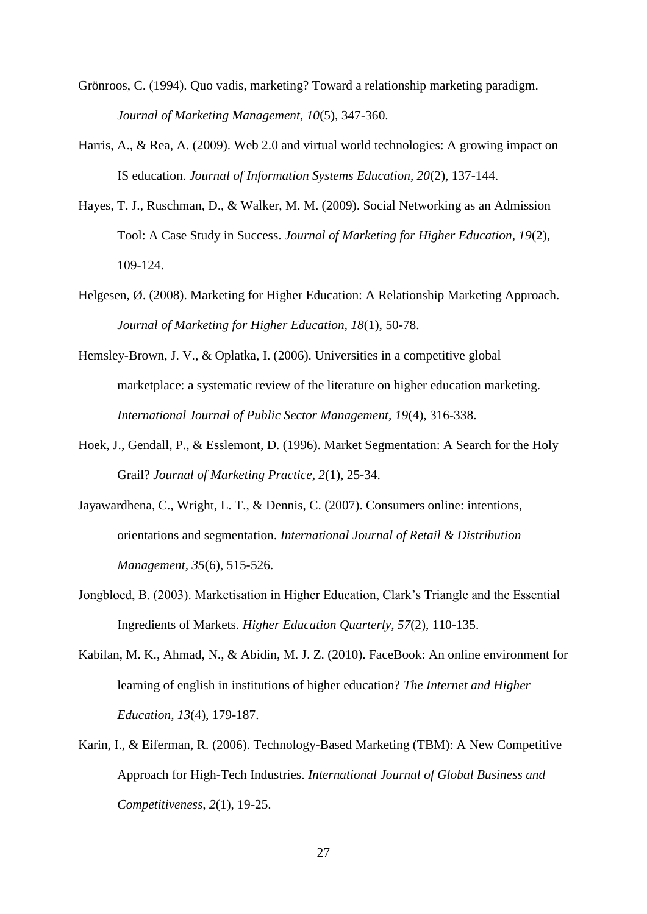Grönroos, C. (1994). Quo vadis, marketing? Toward a relationship marketing paradigm. *Journal of Marketing Management, 10*(5), 347-360.

Harris, A., & Rea, A. (2009). Web 2.0 and virtual world technologies: A growing impact on IS education. *Journal of Information Systems Education, 20*(2), 137-144.

Hayes, T. J., Ruschman, D., & Walker, M. M. (2009). Social Networking as an Admission Tool: A Case Study in Success. *Journal of Marketing for Higher Education, 19*(2), 109-124.

Helgesen, Ø. (2008). Marketing for Higher Education: A Relationship Marketing Approach. *Journal of Marketing for Higher Education, 18*(1), 50-78.

Hemsley-Brown, J. V., & Oplatka, I. (2006). Universities in a competitive global marketplace: a systematic review of the literature on higher education marketing. *International Journal of Public Sector Management, 19*(4), 316-338.

Hoek, J., Gendall, P., & Esslemont, D. (1996). Market Segmentation: A Search for the Holy Grail? *Journal of Marketing Practice, 2*(1), 25-34.

Jayawardhena, C., Wright, L. T., & Dennis, C. (2007). Consumers online: intentions, orientations and segmentation. *International Journal of Retail & Distribution Management, 35*(6), 515-526.

Jongbloed, B. (2003). Marketisation in Higher Education, Clark's Triangle and the Essential Ingredients of Markets. *Higher Education Quarterly, 57*(2), 110-135.

Kabilan, M. K., Ahmad, N., & Abidin, M. J. Z. (2010). FaceBook: An online environment for learning of english in institutions of higher education? *The Internet and Higher Education, 13*(4), 179-187.

Karin, I., & Eiferman, R. (2006). Technology-Based Marketing (TBM): A New Competitive Approach for High-Tech Industries. *International Journal of Global Business and Competitiveness, 2*(1), 19-25.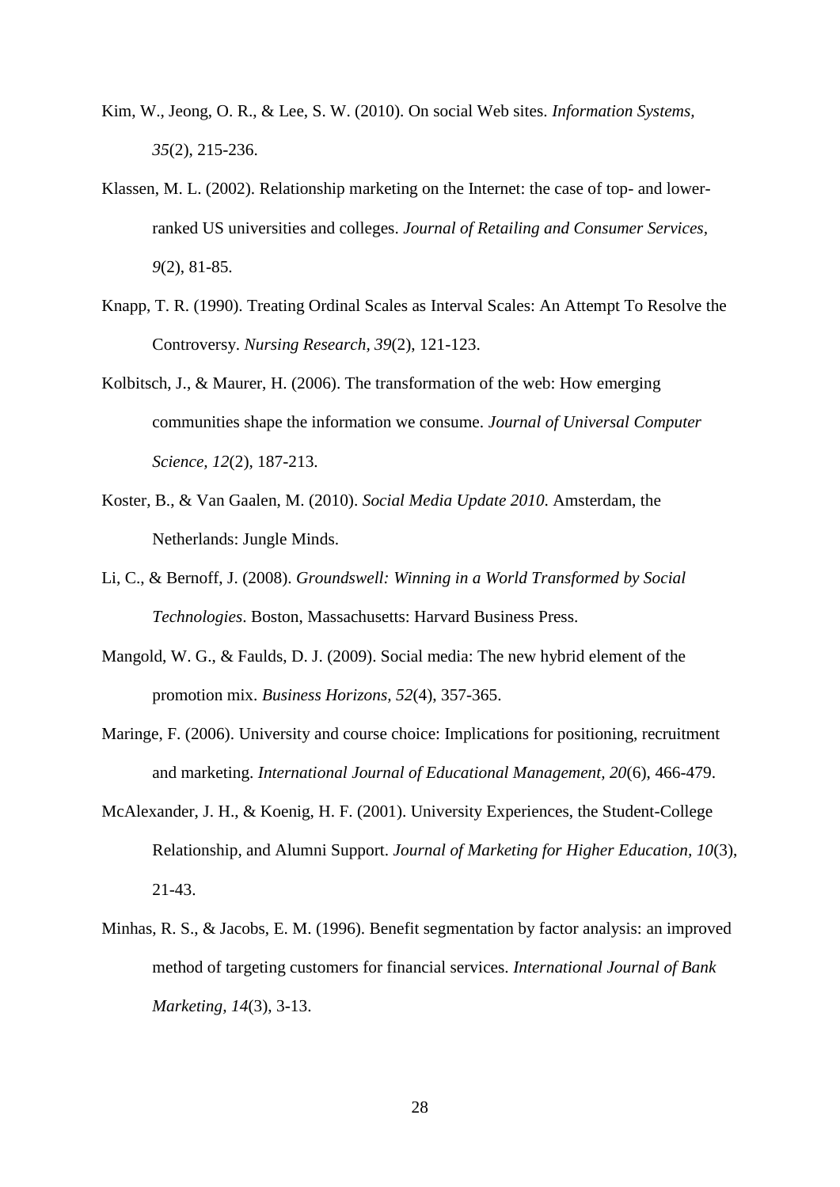Kim, W., Jeong, O. R., & Lee, S. W. (2010). On social Web sites. *Information Systems, 35*(2), 215-236.

Klassen, M. L. (2002). Relationship marketing on the Internet: the case of top- and lower-ranked US universities and colleges. *Journal of Retailing and Consumer Services, 9*(2), 81-85.

Knapp, T. R. (1990). Treating Ordinal Scales as Interval Scales: An Attempt To Resolve the Controversy. *Nursing Research, 39*(2), 121-123.

Kolbitsch, J., & Maurer, H. (2006). The transformation of the web: How emerging communities shape the information we consume. *Journal of Universal Computer Science, 12*(2), 187-213.

Koster, B., & Van Gaalen, M. (2010). *Social Media Update 2010.* Amsterdam, the Netherlands: Jungle Minds.

Li, C., & Bernoff, J. (2008). *Groundswell: Winning in a World Transformed by Social Technologies*. Boston, Massachusetts: Harvard Business Press.

Mangold, W. G., & Faulds, D. J. (2009). Social media: The new hybrid element of the promotion mix. *Business Horizons, 52*(4), 357-365.

Maringe, F. (2006). University and course choice: Implications for positioning, recruitment and marketing. *International Journal of Educational Management, 20*(6), 466-479.

McAlexander, J. H., & Koenig, H. F. (2001). University Experiences, the Student-College Relationship, and Alumni Support. *Journal of Marketing for Higher Education, 10*(3), 21-43.

Minhas, R. S., & Jacobs, E. M. (1996). Benefit segmentation by factor analysis: an improved method of targeting customers for financial services. *International Journal of Bank Marketing, 14*(3), 3-13.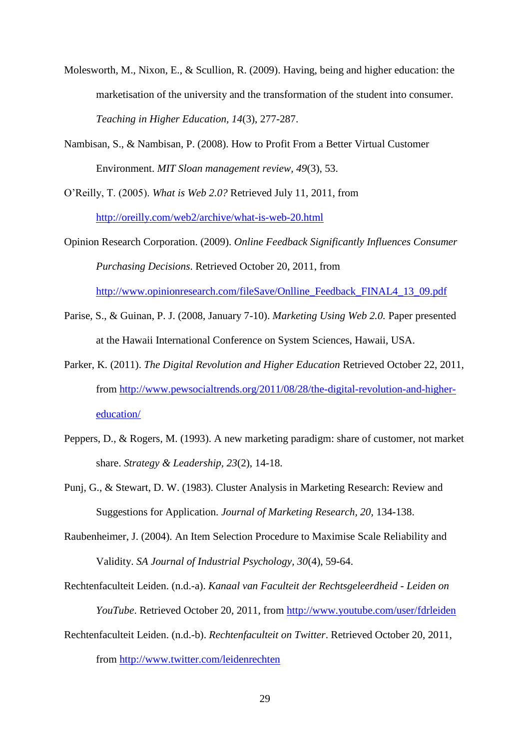Molesworth, M., Nixon, E., & Scullion, R. (2009). Having, being and higher education: the marketisation of the university and the transformation of the student into consumer. *Teaching in Higher Education, 14*(3), 277-287.

Nambisan, S., & Nambisan, P. (2008). How to Profit From a Better Virtual Customer Environment. *MIT Sloan management review, 49*(3), 53.

O'Reilly, T. (2005). *What is Web 2.0?* Retrieved July 11, 2011, from http://oreilly.com/web2/archive/what-is-web-20.html

Opinion Research Corporation. (2009). *Online Feedback Significantly Influences Consumer Purchasing Decisions*. Retrieved October 20, 2011, from http://www.opinionresearch.com/fileSave/Onlline_Feedback_FINAL4_13_09.pdf

Parise, S., & Guinan, P. J. (2008, January 7-10). *Marketing Using Web 2.0.* Paper presented at the Hawaii International Conference on System Sciences, Hawaii, USA.

Parker, K. (2011). *The Digital Revolution and Higher Education* Retrieved October 22, 2011, from http://www.pewsocialtrends.org/2011/08/28/the-digital-revolution-and-higher-education/

Peppers, D., & Rogers, M. (1993). A new marketing paradigm: share of customer, not market share. *Strategy & Leadership, 23*(2), 14-18.

Punj, G., & Stewart, D. W. (1983). Cluster Analysis in Marketing Research: Review and Suggestions for Application. *Journal of Marketing Research, 20*, 134-138.

Raubenheimer, J. (2004). An Item Selection Procedure to Maximise Scale Reliability and Validity. *SA Journal of Industrial Psychology, 30*(4), 59-64.

Rechtenfaculteit Leiden. (n.d.-a). *Kanaal van Faculteit der Rechtsgeleerdheid - Leiden on YouTube*. Retrieved October 20, 2011, from http://www.youtube.com/user/fdrleiden

Rechtenfaculteit Leiden. (n.d.-b). *Rechtenfaculteit on Twitter*. Retrieved October 20, 2011, from http://www.twitter.com/leidenrechten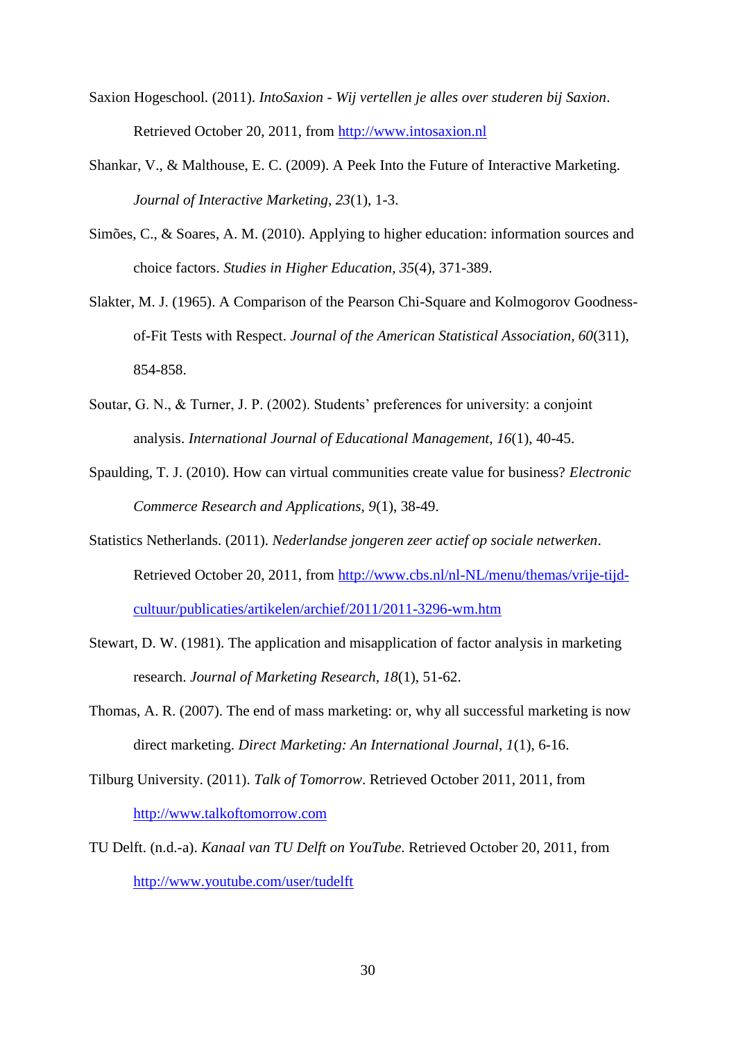Saxion Hogeschool. (2011). *IntoSaxion - Wij vertellen je alles over studeren bij Saxion*. Retrieved October 20, 2011, from http://www.intosaxion.nl

Shankar, V., & Malthouse, E. C. (2009). A Peek Into the Future of Interactive Marketing. *Journal of Interactive Marketing, 23*(1), 1-3.

Simões, C., & Soares, A. M. (2010). Applying to higher education: information sources and choice factors. *Studies in Higher Education, 35*(4), 371-389.

Slakter, M. J. (1965). A Comparison of the Pearson Chi-Square and Kolmogorov Goodness-of-Fit Tests with Respect. *Journal of the American Statistical Association, 60*(311), 854-858.

Soutar, G. N., & Turner, J. P. (2002). Students' preferences for university: a conjoint analysis. *International Journal of Educational Management, 16*(1), 40-45.

Spaulding, T. J. (2010). How can virtual communities create value for business? *Electronic Commerce Research and Applications, 9*(1), 38-49.

Statistics Netherlands. (2011). *Nederlandse jongeren zeer actief op sociale netwerken*. Retrieved October 20, 2011, from http://www.cbs.nl/nl-NL/menu/themas/vrije-tijd-cultuur/publicaties/artikelen/archief/2011/2011-3296-wm.htm

Stewart, D. W. (1981). The application and misapplication of factor analysis in marketing research. *Journal of Marketing Research, 18*(1), 51-62.

Thomas, A. R. (2007). The end of mass marketing: or, why all successful marketing is now direct marketing. *Direct Marketing: An International Journal, 1*(1), 6-16.

Tilburg University. (2011). *Talk of Tomorrow*. Retrieved October 2011, 2011, from http://www.talkoftomorrow.com

TU Delft. (n.d.-a). *Kanaal van TU Delft on YouTube*. Retrieved October 20, 2011, from http://www.youtube.com/user/tudelft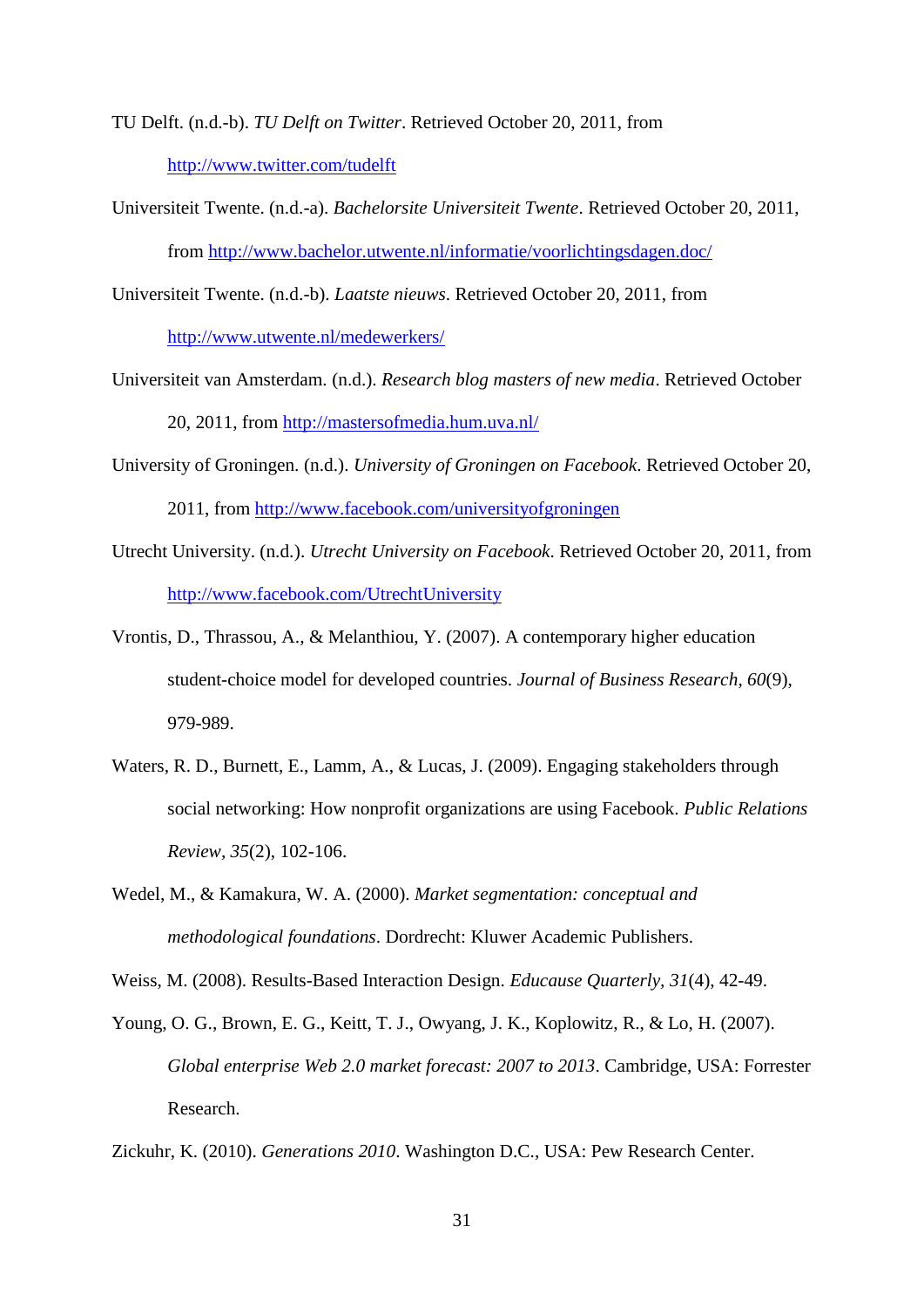TU Delft. (n.d.-b). *TU Delft on Twitter*. Retrieved October 20, 2011, from http://www.twitter.com/tudelft

Universiteit Twente. (n.d.-a). *Bachelorsite Universiteit Twente*. Retrieved October 20, 2011, from http://www.bachelor.utwente.nl/informatie/voorlichtingsdagen.doc/

Universiteit Twente. (n.d.-b). *Laatste nieuws*. Retrieved October 20, 2011, from http://www.utwente.nl/medewerkers/

Universiteit van Amsterdam. (n.d.). *Research blog masters of new media*. Retrieved October 20, 2011, from http://mastersofmedia.hum.uva.nl/

University of Groningen. (n.d.). *University of Groningen on Facebook*. Retrieved October 20, 2011, from http://www.facebook.com/universityofgroningen

Utrecht University. (n.d.). *Utrecht University on Facebook*. Retrieved October 20, 2011, from http://www.facebook.com/UtrechtUniversity

Vrontis, D., Thrassou, A., & Melanthiou, Y. (2007). A contemporary higher education student-choice model for developed countries. *Journal of Business Research, 60*(9), 979-989.

Waters, R. D., Burnett, E., Lamm, A., & Lucas, J. (2009). Engaging stakeholders through social networking: How nonprofit organizations are using Facebook. *Public Relations Review, 35*(2), 102-106.

Wedel, M., & Kamakura, W. A. (2000). *Market segmentation: conceptual and methodological foundations*. Dordrecht: Kluwer Academic Publishers.

Weiss, M. (2008). Results-Based Interaction Design. *Educause Quarterly, 31*(4), 42-49.

Young, O. G., Brown, E. G., Keitt, T. J., Owyang, J. K., Koplowitz, R., & Lo, H. (2007). *Global enterprise Web 2.0 market forecast: 2007 to 2013*. Cambridge, USA: Forrester Research.

Zickuhr, K. (2010). *Generations 2010*. Washington D.C., USA: Pew Research Center.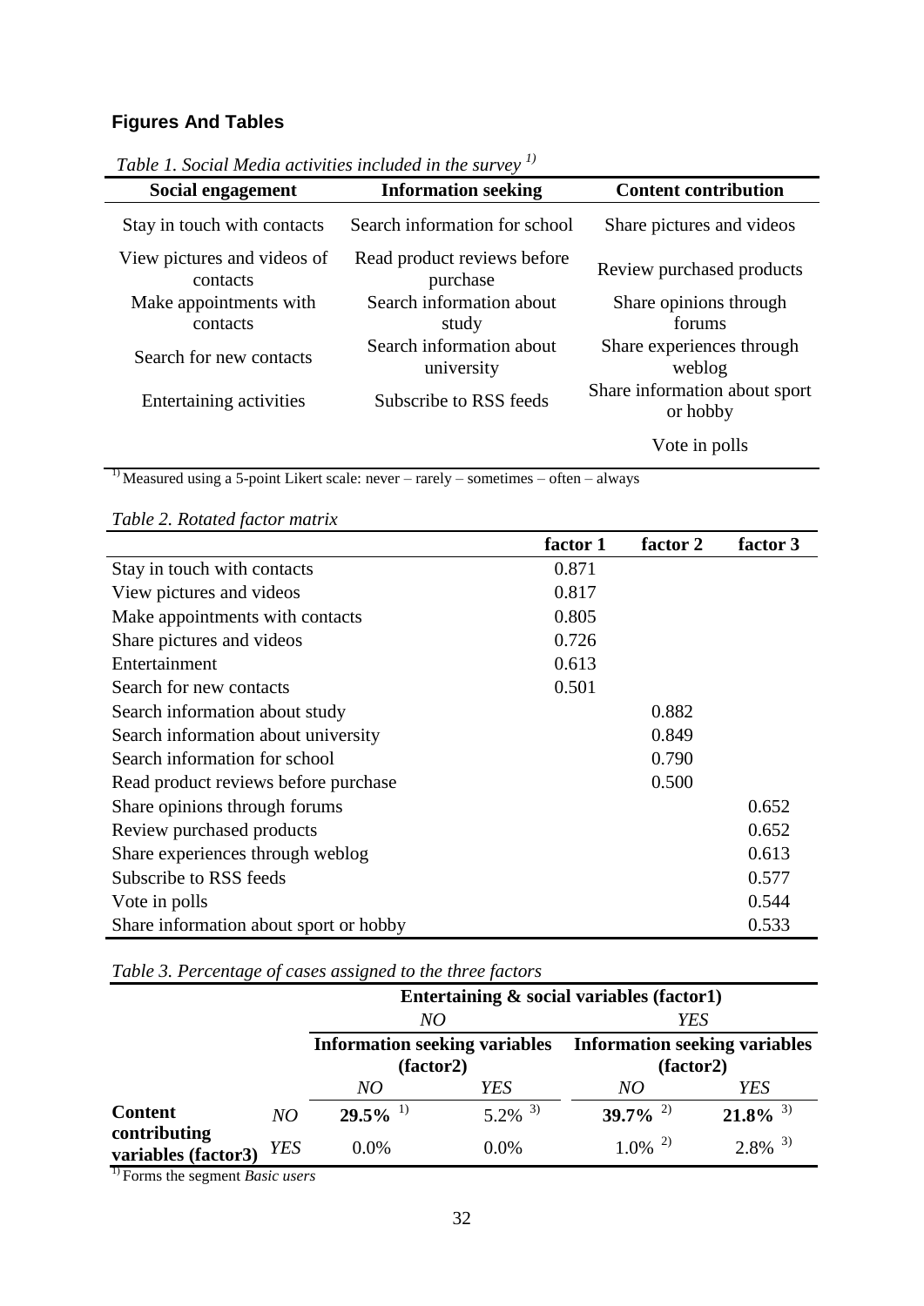## Figures And Tables

*Table 1. Social Media activities included in the survey* [1)]

| Social engagement | Information seeking | Content contribution |
|---|---|---|
| Stay in touch with contacts | Search information for school | Share pictures and videos |
| View pictures and videos of contacts | Read product reviews before purchase | Review purchased products |
| Make appointments with contacts | Search information about study | Share opinions through forums |
| Search for new contacts | Search information about university | Share experiences through weblog |
| Entertaining activities | Subscribe to RSS feeds | Share information about sport or hobby |
| | | Vote in polls |

[1)] Measured using a 5-point Likert scale: never – rarely – sometimes – often – always

*Table 2. Rotated factor matrix*

| | factor 1 | factor 2 | factor 3 |
|---|---|---|---|
| Stay in touch with contacts | 0.871 | | |
| View pictures and videos | 0.817 | | |
| Make appointments with contacts | 0.805 | | |
| Share pictures and videos | 0.726 | | |
| Entertainment | 0.613 | | |
| Search for new contacts | 0.501 | | |
| Search information about study | | 0.882 | |
| Search information about university | | 0.849 | |
| Search information for school | | 0.790 | |
| Read product reviews before purchase | | 0.500 | |
| Share opinions through forums | | | 0.652 |
| Review purchased products | | | 0.652 |
| Share experiences through weblog | | | 0.613 |
| Subscribe to RSS feeds | | | 0.577 |
| Vote in polls | | | 0.544 |
| Share information about sport or hobby | | | 0.533 |

*Table 3. Percentage of cases assigned to the three factors*

| | | Entertaining & social variables (factor1) | | | |
|---|---|---|---|---|---|
| | | *NO* | | *YES* | |
| | | Information seeking variables (factor2) | | Information seeking variables (factor2) | |
| | | *NO* | *YES* | *NO* | *YES* |
| **Content contributing variables (factor3)** | *NO* | **29.5%** [1)] | 5.2% [3)] | **39.7%** [2)] | **21.8%** [3)] |
| | *YES* | 0.0% | 0.0% | 1.0% [2)] | 2.8% [3)] |

[1)] Forms the segment *Basic users*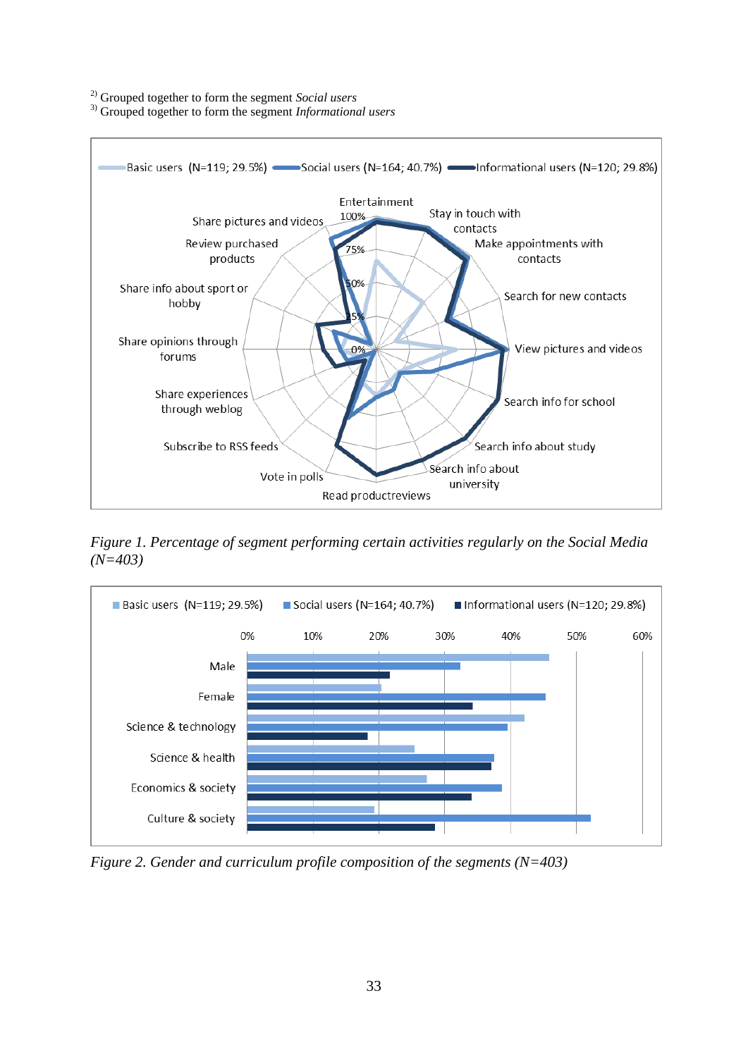[2)] Grouped together to form the segment *Social users*
[3)] Grouped together to form the segment *Informational users*

*Figure 1. Percentage of segment performing certain activities regularly on the Social Media (N=403)*

*Figure 2. Gender and curriculum profile composition of the segments (N=403)*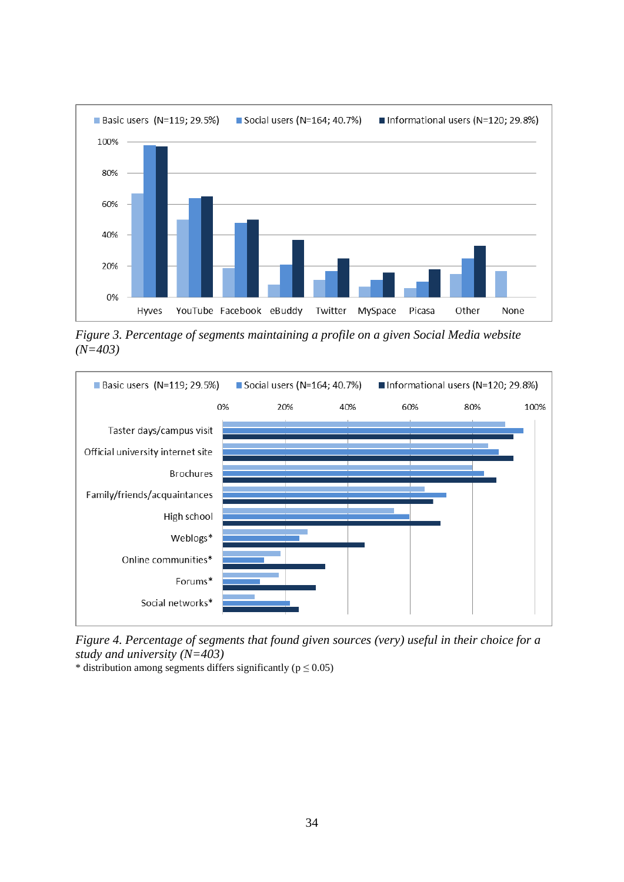Figure 3. *Percentage of segments maintaining a profile on a given Social Media website (N=403)*

Figure 4. *Percentage of segments that found given sources (very) useful in their choice for a study and university (N=403)*

* distribution among segments differs significantly (p ≤ 0.05)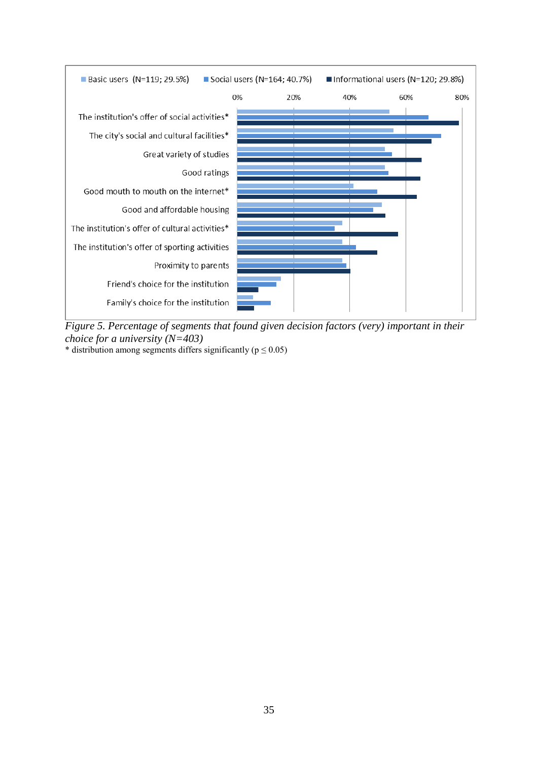Basic users (N=119; 29.5%)
Social users (N=164; 40.7%)
Informational users (N=120; 29.8%)

0%
20%
40%
60%
80%

The institution's offer of social activities*
The city's social and cultural facilities*
Great variety of studies
Good ratings
Good mouth to mouth on the internet*
Good and affordable housing
The institution's offer of cultural activities*
The institution's offer of sporting activities
Proximity to parents
Friend's choice for the institution
Family's choice for the institution

*Figure 5. Percentage of segments that found given decision factors (very) important in their choice for a university (N=403)*

* distribution among segments differs significantly ($p \leq 0.05$)